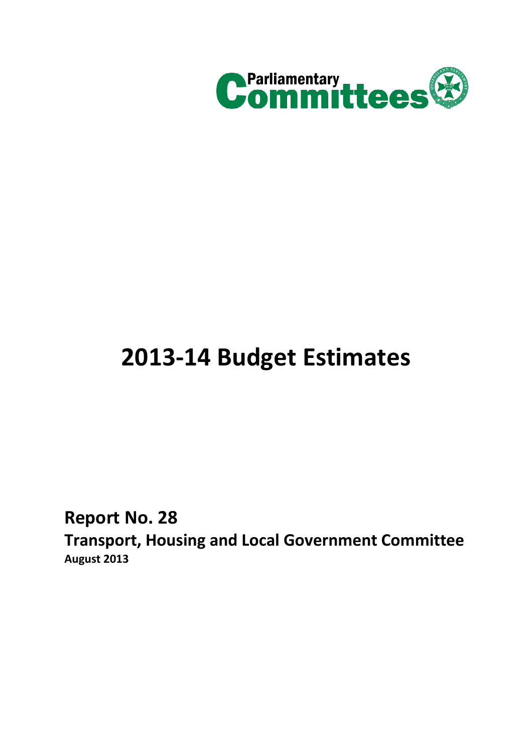Parliamentary Committees

# 2013-14 Budget Estimates

## Report No. 28

### Transport, Housing and Local Government Committee

**August 2013**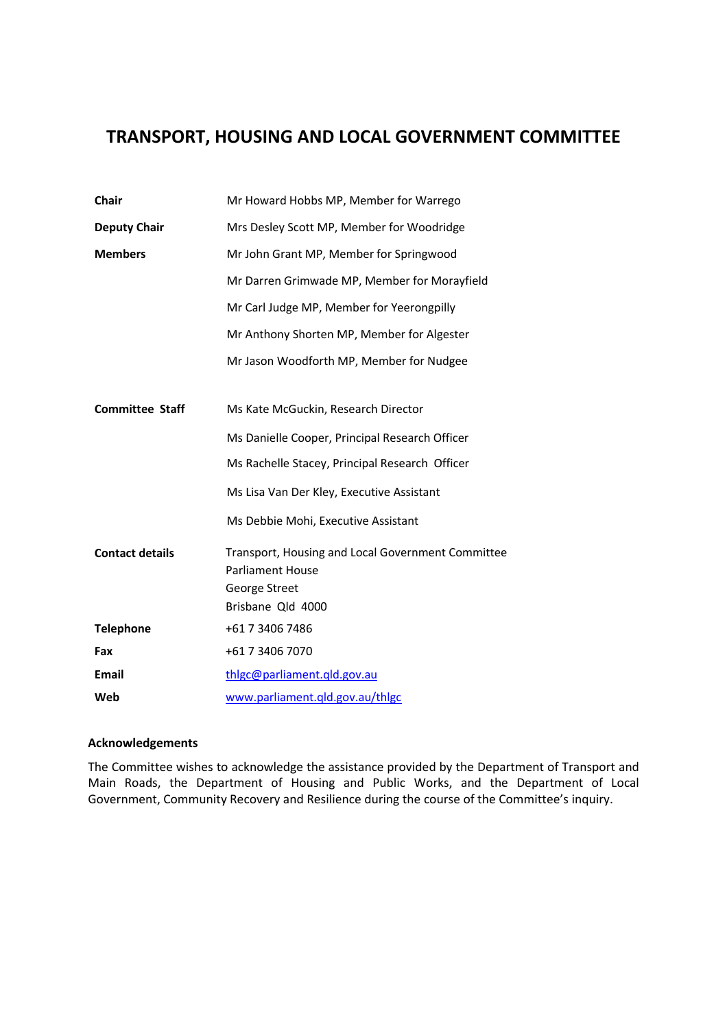# TRANSPORT, HOUSING AND LOCAL GOVERNMENT COMMITTEE

| | |
|---|---|
| **Chair** | Mr Howard Hobbs MP, Member for Warrego |
| **Deputy Chair** | Mrs Desley Scott MP, Member for Woodridge |
| **Members** | Mr John Grant MP, Member for Springwood |
| | Mr Darren Grimwade MP, Member for Morayfield |
| | Mr Carl Judge MP, Member for Yeerongpilly |
| | Mr Anthony Shorten MP, Member for Algester |
| | Mr Jason Woodforth MP, Member for Nudgee |
| **Committee Staff** | Ms Kate McGuckin, Research Director |
| | Ms Danielle Cooper, Principal Research Officer |
| | Ms Rachelle Stacey, Principal Research Officer |
| | Ms Lisa Van Der Kley, Executive Assistant |
| | Ms Debbie Mohi, Executive Assistant |
| **Contact details** | Transport, Housing and Local Government Committee<br>Parliament House<br>George Street<br>Brisbane Qld 4000 |
| **Telephone** | +61 7 3406 7486 |
| **Fax** | +61 7 3406 7070 |
| **Email** | thlgc@parliament.qld.gov.au |
| **Web** | www.parliament.qld.gov.au/thlgc |

**Acknowledgements**

The Committee wishes to acknowledge the assistance provided by the Department of Transport and Main Roads, the Department of Housing and Public Works, and the Department of Local Government, Community Recovery and Resilience during the course of the Committee's inquiry.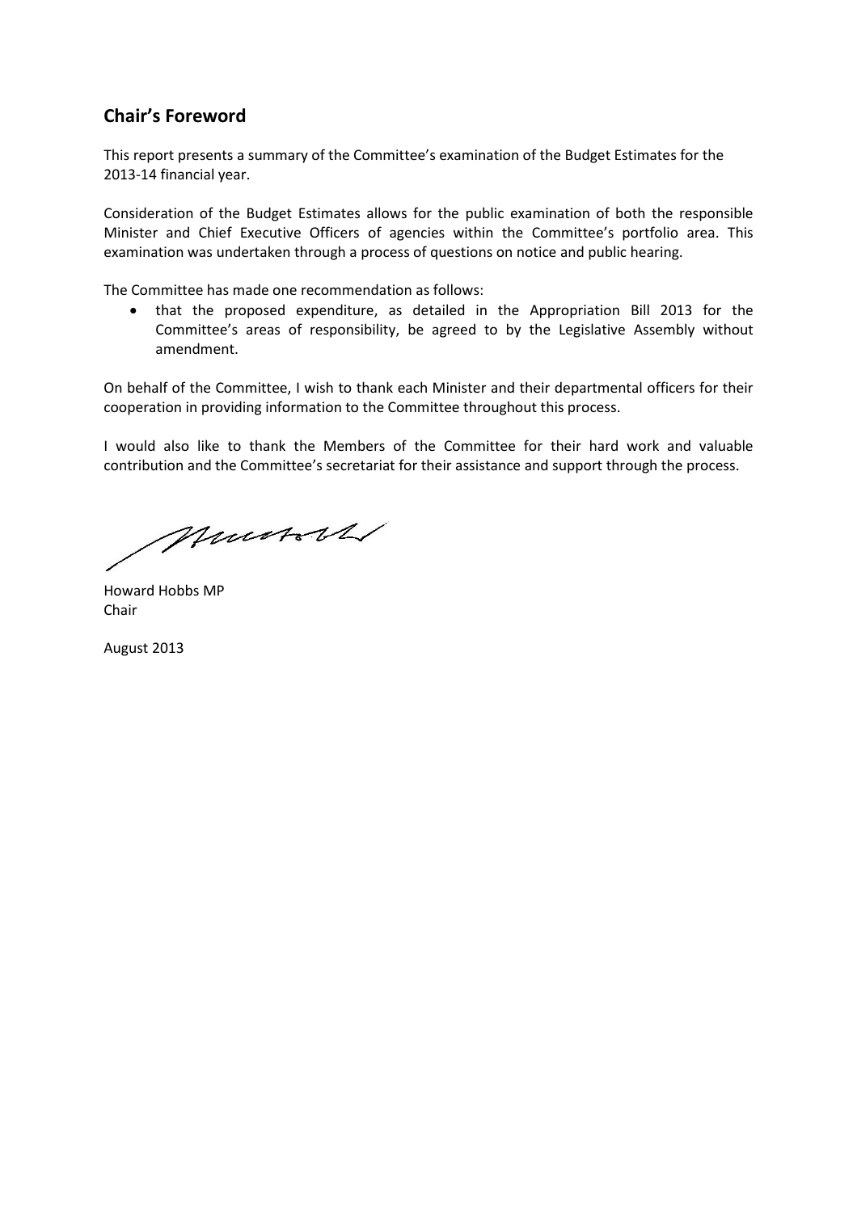## Chair's Foreword

This report presents a summary of the Committee's examination of the Budget Estimates for the 2013-14 financial year.

Consideration of the Budget Estimates allows for the public examination of both the responsible Minister and Chief Executive Officers of agencies within the Committee's portfolio area. This examination was undertaken through a process of questions on notice and public hearing.

The Committee has made one recommendation as follows:

- that the proposed expenditure, as detailed in the Appropriation Bill 2013 for the Committee's areas of responsibility, be agreed to by the Legislative Assembly without amendment.

On behalf of the Committee, I wish to thank each Minister and their departmental officers for their cooperation in providing information to the Committee throughout this process.

I would also like to thank the Members of the Committee for their hard work and valuable contribution and the Committee's secretariat for their assistance and support through the process.

Howard Hobbs MP
Chair

August 2013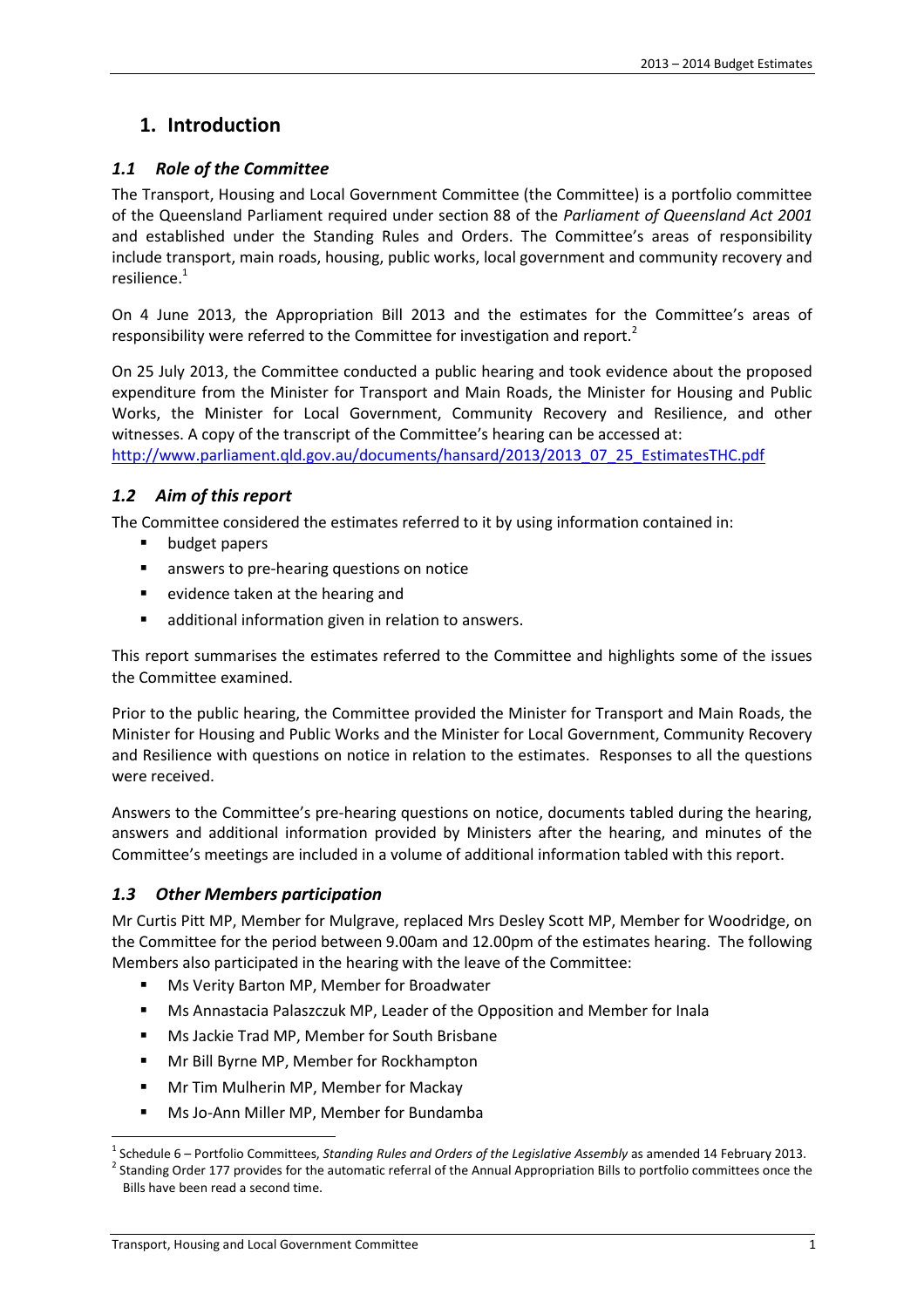# 1. Introduction

## *1.1 Role of the Committee*

The Transport, Housing and Local Government Committee (the Committee) is a portfolio committee of the Queensland Parliament required under section 88 of the *Parliament of Queensland Act 2001* and established under the Standing Rules and Orders. The Committee's areas of responsibility include transport, main roads, housing, public works, local government and community recovery and resilience.[1]

On 4 June 2013, the Appropriation Bill 2013 and the estimates for the Committee's areas of responsibility were referred to the Committee for investigation and report.[2]

On 25 July 2013, the Committee conducted a public hearing and took evidence about the proposed expenditure from the Minister for Transport and Main Roads, the Minister for Housing and Public Works, the Minister for Local Government, Community Recovery and Resilience, and other witnesses. A copy of the transcript of the Committee's hearing can be accessed at:
http://www.parliament.qld.gov.au/documents/hansard/2013/2013_07_25_EstimatesTHC.pdf

## *1.2 Aim of this report*

The Committee considered the estimates referred to it by using information contained in:

- budget papers
- answers to pre-hearing questions on notice
- evidence taken at the hearing and
- additional information given in relation to answers.

This report summarises the estimates referred to the Committee and highlights some of the issues the Committee examined.

Prior to the public hearing, the Committee provided the Minister for Transport and Main Roads, the Minister for Housing and Public Works and the Minister for Local Government, Community Recovery and Resilience with questions on notice in relation to the estimates. Responses to all the questions were received.

Answers to the Committee's pre-hearing questions on notice, documents tabled during the hearing, answers and additional information provided by Ministers after the hearing, and minutes of the Committee's meetings are included in a volume of additional information tabled with this report.

## *1.3 Other Members participation*

Mr Curtis Pitt MP, Member for Mulgrave, replaced Mrs Desley Scott MP, Member for Woodridge, on the Committee for the period between 9.00am and 12.00pm of the estimates hearing. The following Members also participated in the hearing with the leave of the Committee:

- Ms Verity Barton MP, Member for Broadwater
- Ms Annastacia Palaszczuk MP, Leader of the Opposition and Member for Inala
- Ms Jackie Trad MP, Member for South Brisbane
- Mr Bill Byrne MP, Member for Rockhampton
- Mr Tim Mulherin MP, Member for Mackay
- Ms Jo-Ann Miller MP, Member for Bundamba

---

[1] Schedule 6 – Portfolio Committees, *Standing Rules and Orders of the Legislative Assembly* as amended 14 February 2013.

[2] Standing Order 177 provides for the automatic referral of the Annual Appropriation Bills to portfolio committees once the Bills have been read a second time.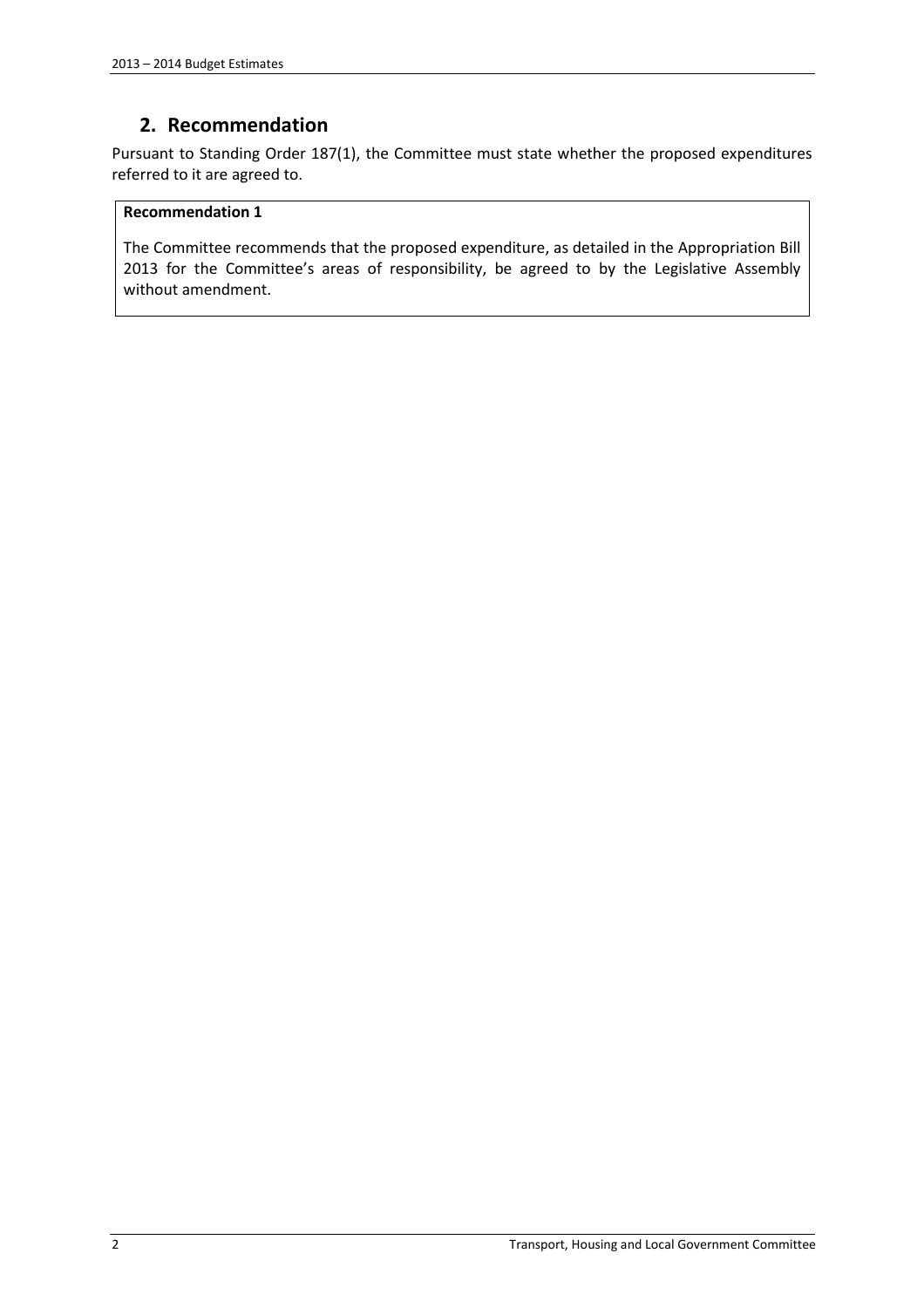## 2. Recommendation

Pursuant to Standing Order 187(1), the Committee must state whether the proposed expenditures referred to it are agreed to.

**Recommendation 1**

The Committee recommends that the proposed expenditure, as detailed in the Appropriation Bill 2013 for the Committee's areas of responsibility, be agreed to by the Legislative Assembly without amendment.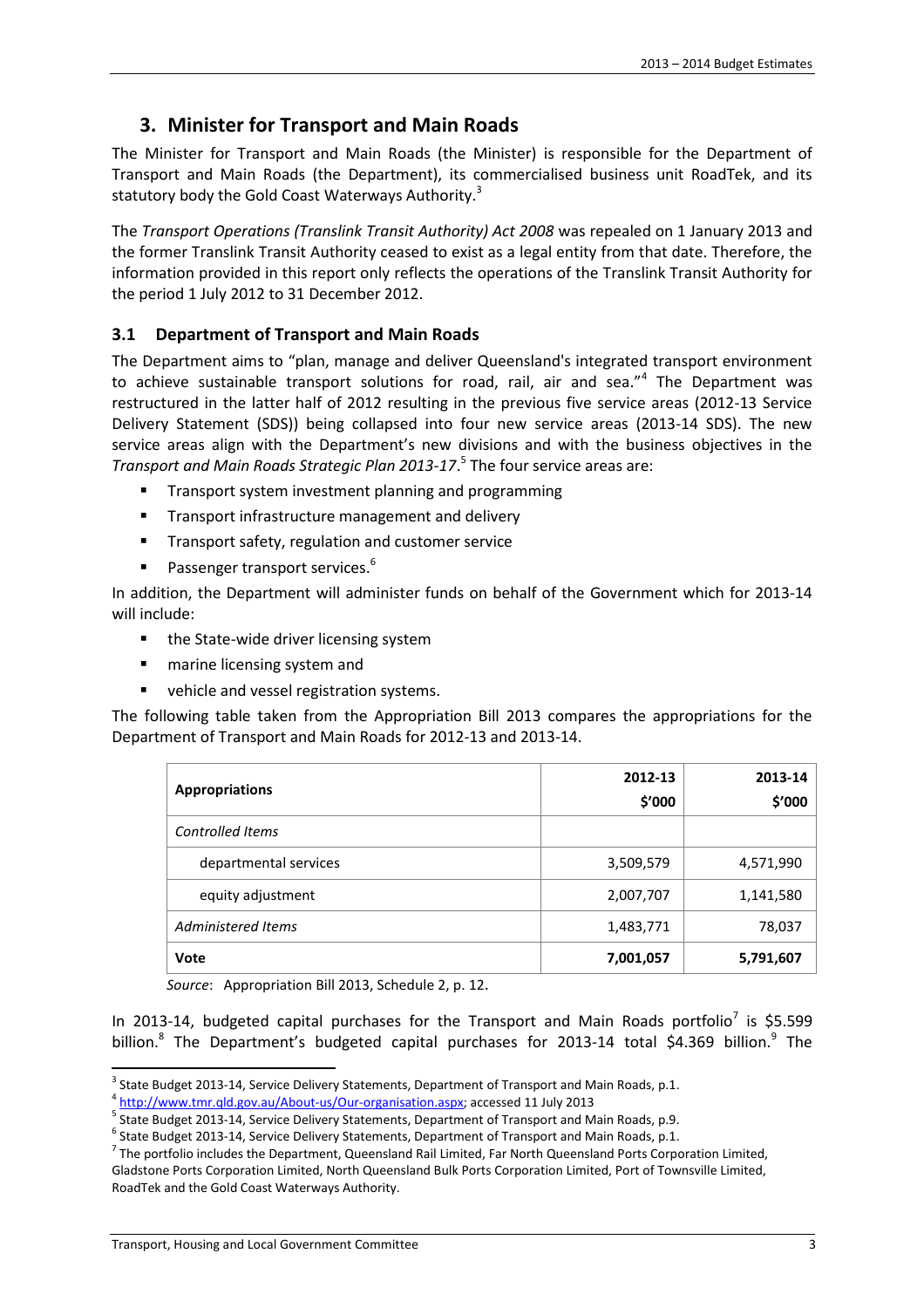## 3. Minister for Transport and Main Roads

The Minister for Transport and Main Roads (the Minister) is responsible for the Department of Transport and Main Roads (the Department), its commercialised business unit RoadTek, and its statutory body the Gold Coast Waterways Authority.[3]

The *Transport Operations (Translink Transit Authority) Act 2008* was repealed on 1 January 2013 and the former Translink Transit Authority ceased to exist as a legal entity from that date. Therefore, the information provided in this report only reflects the operations of the Translink Transit Authority for the period 1 July 2012 to 31 December 2012.

### 3.1 Department of Transport and Main Roads

The Department aims to "plan, manage and deliver Queensland's integrated transport environment to achieve sustainable transport solutions for road, rail, air and sea."[4] The Department was restructured in the latter half of 2012 resulting in the previous five service areas (2012-13 Service Delivery Statement (SDS)) being collapsed into four new service areas (2013-14 SDS). The new service areas align with the Department's new divisions and with the business objectives in the *Transport and Main Roads Strategic Plan 2013-17*.[5] The four service areas are:

- Transport system investment planning and programming
- Transport infrastructure management and delivery
- Transport safety, regulation and customer service
- Passenger transport services.[6]

In addition, the Department will administer funds on behalf of the Government which for 2013-14 will include:

- the State-wide driver licensing system
- marine licensing system and
- vehicle and vessel registration systems.

The following table taken from the Appropriation Bill 2013 compares the appropriations for the Department of Transport and Main Roads for 2012-13 and 2013-14.

| Appropriations | 2012-13 $'000 | 2013-14 $'000 |
|---|---|---|
| *Controlled Items* | | |
| departmental services | 3,509,579 | 4,571,990 |
| equity adjustment | 2,007,707 | 1,141,580 |
| *Administered Items* | 1,483,771 | 78,037 |
| **Vote** | **7,001,057** | **5,791,607** |

*Source*: Appropriation Bill 2013, Schedule 2, p. 12.

In 2013-14, budgeted capital purchases for the Transport and Main Roads portfolio[7] is $5.599 billion.[8] The Department's budgeted capital purchases for 2013-14 total $4.369 billion.[9] The

---

[3] State Budget 2013-14, Service Delivery Statements, Department of Transport and Main Roads, p.1.

[4] http://www.tmr.qld.gov.au/About-us/Our-organisation.aspx; accessed 11 July 2013

[5] State Budget 2013-14, Service Delivery Statements, Department of Transport and Main Roads, p.9.

[6] State Budget 2013-14, Service Delivery Statements, Department of Transport and Main Roads, p.1.

[7] The portfolio includes the Department, Queensland Rail Limited, Far North Queensland Ports Corporation Limited, Gladstone Ports Corporation Limited, North Queensland Bulk Ports Corporation Limited, Port of Townsville Limited, RoadTek and the Gold Coast Waterways Authority.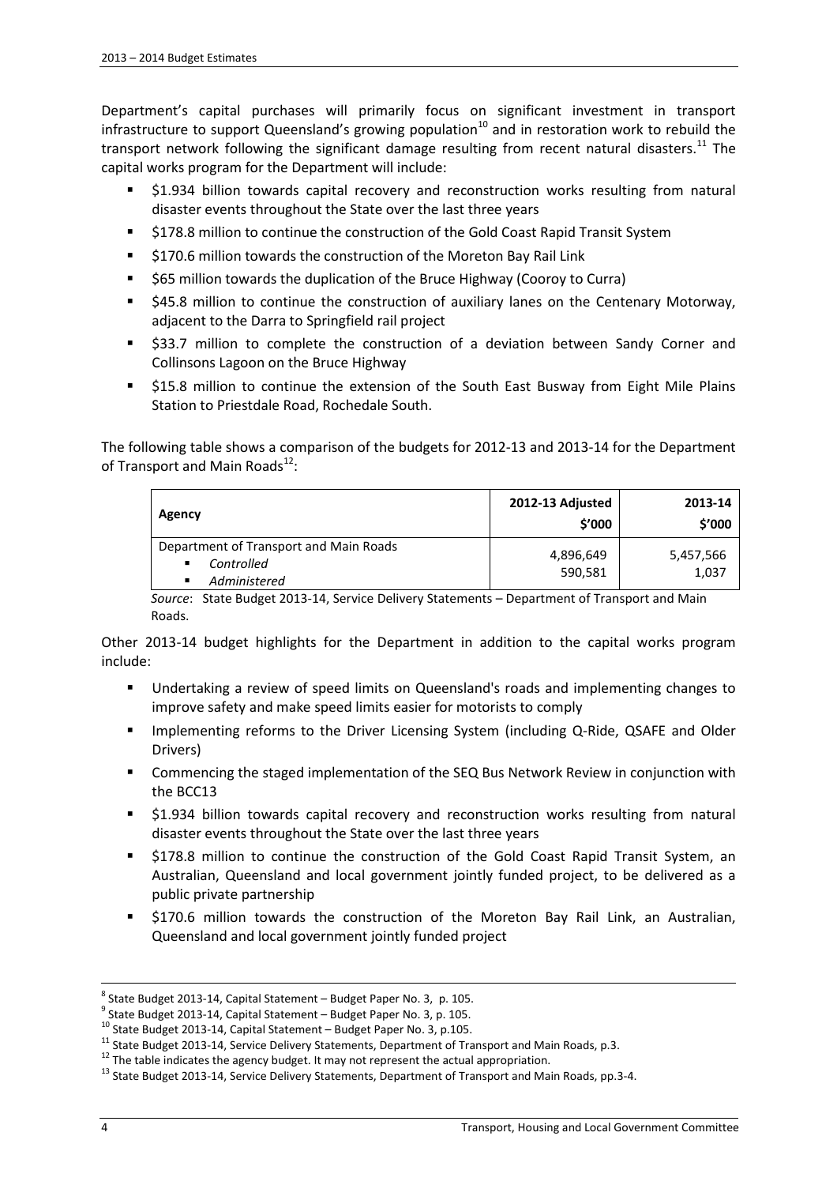Department's capital purchases will primarily focus on significant investment in transport infrastructure to support Queensland's growing population[10] and in restoration work to rebuild the transport network following the significant damage resulting from recent natural disasters.[11] The capital works program for the Department will include:

- $1.934 billion towards capital recovery and reconstruction works resulting from natural disaster events throughout the State over the last three years
- $178.8 million to continue the construction of the Gold Coast Rapid Transit System
- $170.6 million towards the construction of the Moreton Bay Rail Link
- $65 million towards the duplication of the Bruce Highway (Cooroy to Curra)
- $45.8 million to continue the construction of auxiliary lanes on the Centenary Motorway, adjacent to the Darra to Springfield rail project
- $33.7 million to complete the construction of a deviation between Sandy Corner and Collinsons Lagoon on the Bruce Highway
- $15.8 million to continue the extension of the South East Busway from Eight Mile Plains Station to Priestdale Road, Rochedale South.

The following table shows a comparison of the budgets for 2012-13 and 2013-14 for the Department of Transport and Main Roads[12]:

| Agency | 2012-13 Adjusted $'000 | 2013-14 $'000 |
|---|---|---|
| Department of Transport and Main Roads | | |
| - *Controlled* | 4,896,649 | 5,457,566 |
| - *Administered* | 590,581 | 1,037 |

*Source*: State Budget 2013-14, Service Delivery Statements – Department of Transport and Main Roads.

Other 2013-14 budget highlights for the Department in addition to the capital works program include:

- Undertaking a review of speed limits on Queensland's roads and implementing changes to improve safety and make speed limits easier for motorists to comply
- Implementing reforms to the Driver Licensing System (including Q-Ride, QSAFE and Older Drivers)
- Commencing the staged implementation of the SEQ Bus Network Review in conjunction with the BCC[13]
- $1.934 billion towards capital recovery and reconstruction works resulting from natural disaster events throughout the State over the last three years
- $178.8 million to continue the construction of the Gold Coast Rapid Transit System, an Australian, Queensland and local government jointly funded project, to be delivered as a public private partnership
- $170.6 million towards the construction of the Moreton Bay Rail Link, an Australian, Queensland and local government jointly funded project

---

[8] State Budget 2013-14, Capital Statement – Budget Paper No. 3, p. 105.

[9] State Budget 2013-14, Capital Statement – Budget Paper No. 3, p. 105.

[10] State Budget 2013-14, Capital Statement – Budget Paper No. 3, p.105.

[11] State Budget 2013-14, Service Delivery Statements, Department of Transport and Main Roads, p.3.

[12] The table indicates the agency budget. It may not represent the actual appropriation.

[13] State Budget 2013-14, Service Delivery Statements, Department of Transport and Main Roads, pp.3-4.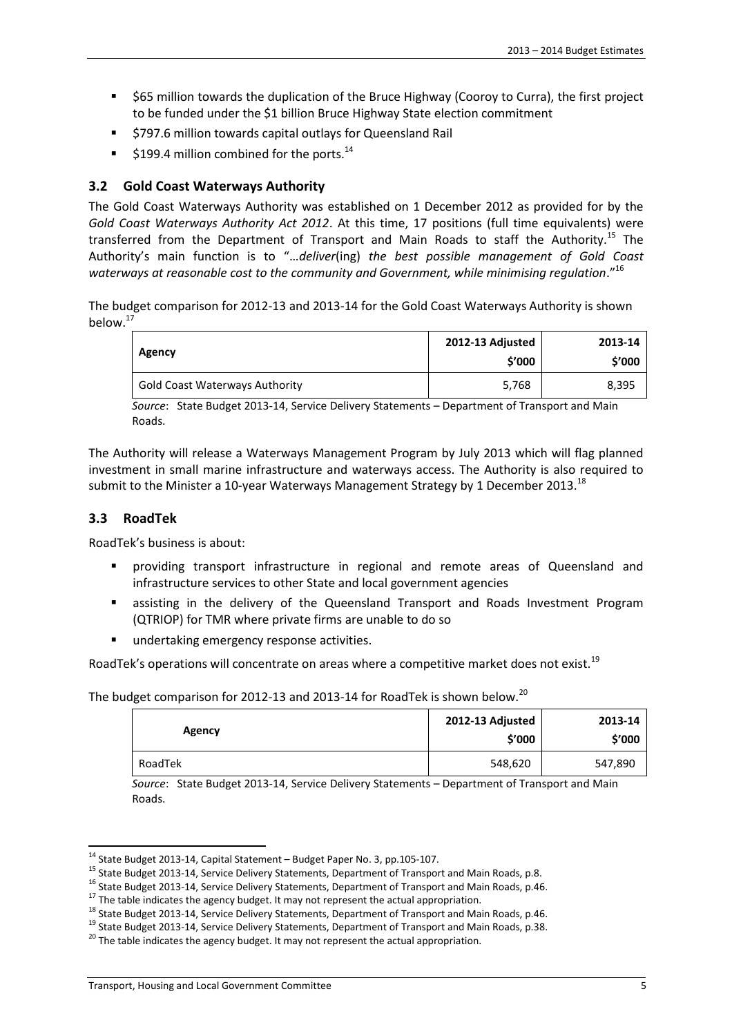- $65 million towards the duplication of the Bruce Highway (Cooroy to Curra), the first project to be funded under the $1 billion Bruce Highway State election commitment
- $797.6 million towards capital outlays for Queensland Rail
- $199.4 million combined for the ports.[14]

### 3.2 Gold Coast Waterways Authority

The Gold Coast Waterways Authority was established on 1 December 2012 as provided for by the *Gold Coast Waterways Authority Act 2012*. At this time, 17 positions (full time equivalents) were transferred from the Department of Transport and Main Roads to staff the Authority.[15] The Authority's main function is to "…*deliver*(ing) *the best possible management of Gold Coast waterways at reasonable cost to the community and Government, while minimising regulation*."[16]

The budget comparison for 2012-13 and 2013-14 for the Gold Coast Waterways Authority is shown below.[17]

| Agency | 2012-13 Adjusted $'000 | 2013-14 $'000 |
|---|---|---|
| Gold Coast Waterways Authority | 5,768 | 8,395 |

*Source*: State Budget 2013-14, Service Delivery Statements – Department of Transport and Main Roads.

The Authority will release a Waterways Management Program by July 2013 which will flag planned investment in small marine infrastructure and waterways access. The Authority is also required to submit to the Minister a 10-year Waterways Management Strategy by 1 December 2013.[18]

### 3.3 RoadTek

RoadTek's business is about:

- providing transport infrastructure in regional and remote areas of Queensland and infrastructure services to other State and local government agencies
- assisting in the delivery of the Queensland Transport and Roads Investment Program (QTRIOP) for TMR where private firms are unable to do so
- undertaking emergency response activities.

RoadTek's operations will concentrate on areas where a competitive market does not exist.[19]

The budget comparison for 2012-13 and 2013-14 for RoadTek is shown below.[20]

| Agency | 2012-13 Adjusted $'000 | 2013-14 $'000 |
|---|---|---|
| RoadTek | 548,620 | 547,890 |

*Source*: State Budget 2013-14, Service Delivery Statements – Department of Transport and Main Roads.

---

[14] State Budget 2013-14, Capital Statement – Budget Paper No. 3, pp.105-107.
[15] State Budget 2013-14, Service Delivery Statements, Department of Transport and Main Roads, p.8.
[16] State Budget 2013-14, Service Delivery Statements, Department of Transport and Main Roads, p.46.
[17] The table indicates the agency budget. It may not represent the actual appropriation.
[18] State Budget 2013-14, Service Delivery Statements, Department of Transport and Main Roads, p.46.
[19] State Budget 2013-14, Service Delivery Statements, Department of Transport and Main Roads, p.38.
[20] The table indicates the agency budget. It may not represent the actual appropriation.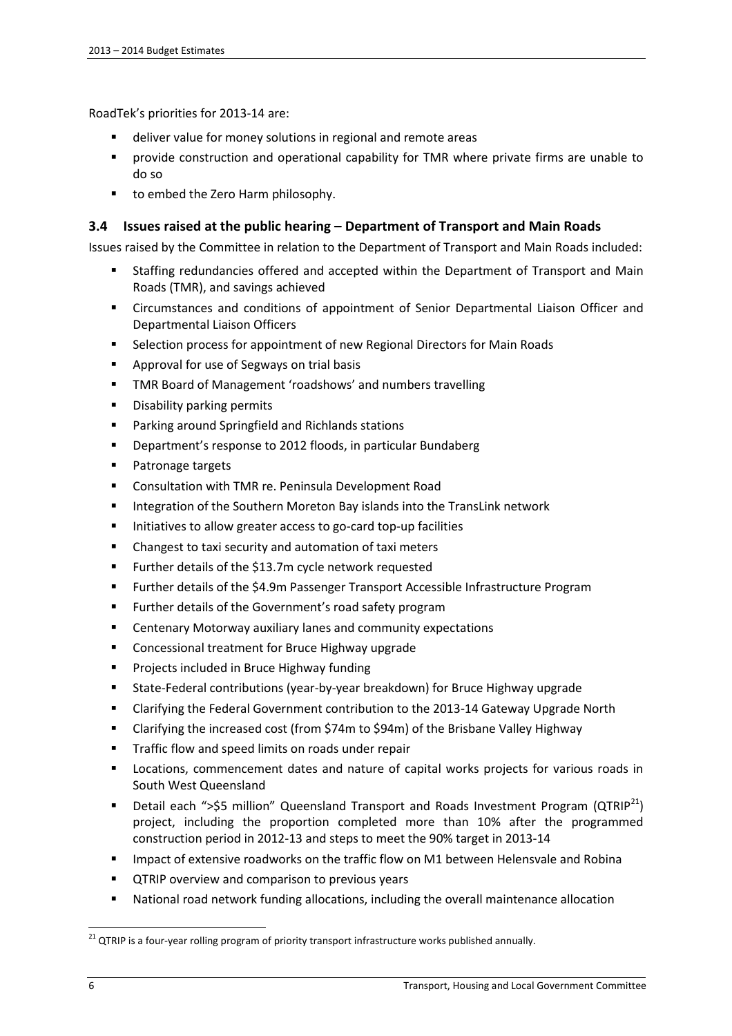RoadTek's priorities for 2013-14 are:

- deliver value for money solutions in regional and remote areas
- provide construction and operational capability for TMR where private firms are unable to do so
- to embed the Zero Harm philosophy.

### 3.4 Issues raised at the public hearing – Department of Transport and Main Roads

Issues raised by the Committee in relation to the Department of Transport and Main Roads included:

- Staffing redundancies offered and accepted within the Department of Transport and Main Roads (TMR), and savings achieved
- Circumstances and conditions of appointment of Senior Departmental Liaison Officer and Departmental Liaison Officers
- Selection process for appointment of new Regional Directors for Main Roads
- Approval for use of Segways on trial basis
- TMR Board of Management 'roadshows' and numbers travelling
- Disability parking permits
- Parking around Springfield and Richlands stations
- Department's response to 2012 floods, in particular Bundaberg
- Patronage targets
- Consultation with TMR re. Peninsula Development Road
- Integration of the Southern Moreton Bay islands into the TransLink network
- Initiatives to allow greater access to go-card top-up facilities
- Changest to taxi security and automation of taxi meters
- Further details of the $13.7m cycle network requested
- Further details of the $4.9m Passenger Transport Accessible Infrastructure Program
- Further details of the Government's road safety program
- Centenary Motorway auxiliary lanes and community expectations
- Concessional treatment for Bruce Highway upgrade
- Projects included in Bruce Highway funding
- State-Federal contributions (year-by-year breakdown) for Bruce Highway upgrade
- Clarifying the Federal Government contribution to the 2013-14 Gateway Upgrade North
- Clarifying the increased cost (from $74m to $94m) of the Brisbane Valley Highway
- Traffic flow and speed limits on roads under repair
- Locations, commencement dates and nature of capital works projects for various roads in South West Queensland
- Detail each ">$5 million" Queensland Transport and Roads Investment Program (QTRIP[21]) project, including the proportion completed more than 10% after the programmed construction period in 2012-13 and steps to meet the 90% target in 2013-14
- Impact of extensive roadworks on the traffic flow on M1 between Helensvale and Robina
- QTRIP overview and comparison to previous years
- National road network funding allocations, including the overall maintenance allocation

[21] QTRIP is a four-year rolling program of priority transport infrastructure works published annually.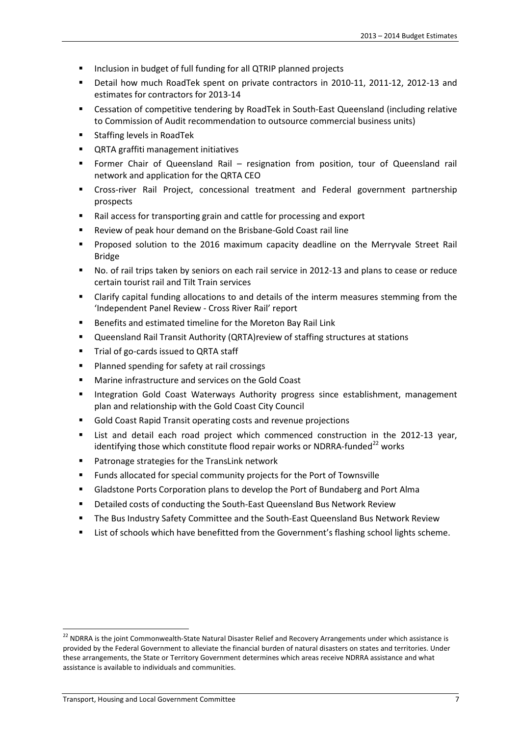- Inclusion in budget of full funding for all QTRIP planned projects
- Detail how much RoadTek spent on private contractors in 2010-11, 2011-12, 2012-13 and estimates for contractors for 2013-14
- Cessation of competitive tendering by RoadTek in South-East Queensland (including relative to Commission of Audit recommendation to outsource commercial business units)
- Staffing levels in RoadTek
- QRTA graffiti management initiatives
- Former Chair of Queensland Rail – resignation from position, tour of Queensland rail network and application for the QRTA CEO
- Cross-river Rail Project, concessional treatment and Federal government partnership prospects
- Rail access for transporting grain and cattle for processing and export
- Review of peak hour demand on the Brisbane-Gold Coast rail line
- Proposed solution to the 2016 maximum capacity deadline on the Merryvale Street Rail Bridge
- No. of rail trips taken by seniors on each rail service in 2012-13 and plans to cease or reduce certain tourist rail and Tilt Train services
- Clarify capital funding allocations to and details of the interm measures stemming from the 'Independent Panel Review - Cross River Rail' report
- Benefits and estimated timeline for the Moreton Bay Rail Link
- Queensland Rail Transit Authority (QRTA)review of staffing structures at stations
- Trial of go-cards issued to QRTA staff
- Planned spending for safety at rail crossings
- Marine infrastructure and services on the Gold Coast
- Integration Gold Coast Waterways Authority progress since establishment, management plan and relationship with the Gold Coast City Council
- Gold Coast Rapid Transit operating costs and revenue projections
- List and detail each road project which commenced construction in the 2012-13 year, identifying those which constitute flood repair works or NDRRA-funded[22] works
- Patronage strategies for the TransLink network
- Funds allocated for special community projects for the Port of Townsville
- Gladstone Ports Corporation plans to develop the Port of Bundaberg and Port Alma
- Detailed costs of conducting the South-East Queensland Bus Network Review
- The Bus Industry Safety Committee and the South-East Queensland Bus Network Review
- List of schools which have benefitted from the Government's flashing school lights scheme.

---

[22] NDRRA is the joint Commonwealth-State Natural Disaster Relief and Recovery Arrangements under which assistance is provided by the Federal Government to alleviate the financial burden of natural disasters on states and territories. Under these arrangements, the State or Territory Government determines which areas receive NDRRA assistance and what assistance is available to individuals and communities.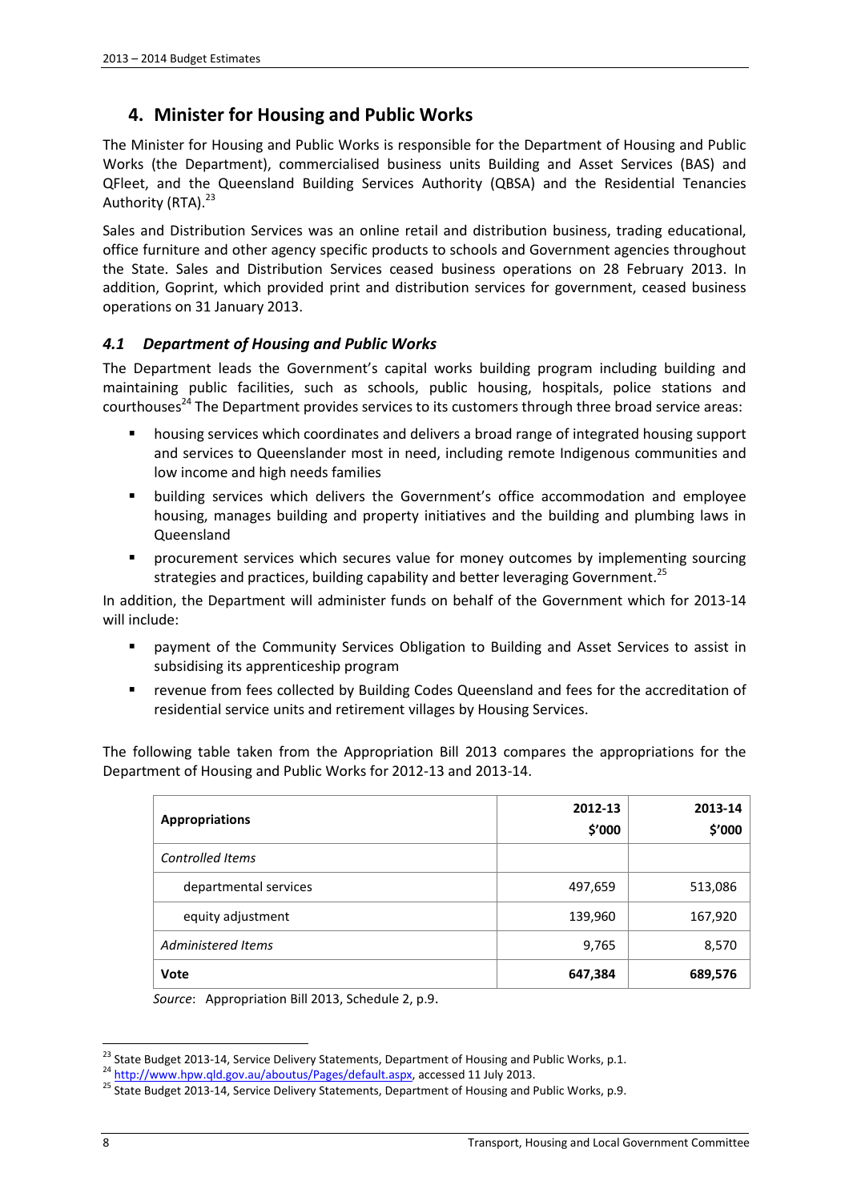## 4. Minister for Housing and Public Works

The Minister for Housing and Public Works is responsible for the Department of Housing and Public Works (the Department), commercialised business units Building and Asset Services (BAS) and QFleet, and the Queensland Building Services Authority (QBSA) and the Residential Tenancies Authority (RTA).[23]

Sales and Distribution Services was an online retail and distribution business, trading educational, office furniture and other agency specific products to schools and Government agencies throughout the State. Sales and Distribution Services ceased business operations on 28 February 2013. In addition, Goprint, which provided print and distribution services for government, ceased business operations on 31 January 2013.

### *4.1 Department of Housing and Public Works*

The Department leads the Government's capital works building program including building and maintaining public facilities, such as schools, public housing, hospitals, police stations and courthouses[24] The Department provides services to its customers through three broad service areas:

- housing services which coordinates and delivers a broad range of integrated housing support and services to Queenslander most in need, including remote Indigenous communities and low income and high needs families
- building services which delivers the Government's office accommodation and employee housing, manages building and property initiatives and the building and plumbing laws in Queensland
- procurement services which secures value for money outcomes by implementing sourcing strategies and practices, building capability and better leveraging Government.[25]

In addition, the Department will administer funds on behalf of the Government which for 2013-14 will include:

- payment of the Community Services Obligation to Building and Asset Services to assist in subsidising its apprenticeship program
- revenue from fees collected by Building Codes Queensland and fees for the accreditation of residential service units and retirement villages by Housing Services.

The following table taken from the Appropriation Bill 2013 compares the appropriations for the Department of Housing and Public Works for 2012-13 and 2013-14.

| Appropriations | 2012-13 $'000 | 2013-14 $'000 |
|---|---|---|
| *Controlled Items* | | |
| departmental services | 497,659 | 513,086 |
| equity adjustment | 139,960 | 167,920 |
| *Administered Items* | 9,765 | 8,570 |
| **Vote** | **647,384** | **689,576** |

*Source*: Appropriation Bill 2013, Schedule 2, p.9.

---

[23] State Budget 2013-14, Service Delivery Statements, Department of Housing and Public Works, p.1.

[24] http://www.hpw.qld.gov.au/aboutus/Pages/default.aspx, accessed 11 July 2013.

[25] State Budget 2013-14, Service Delivery Statements, Department of Housing and Public Works, p.9.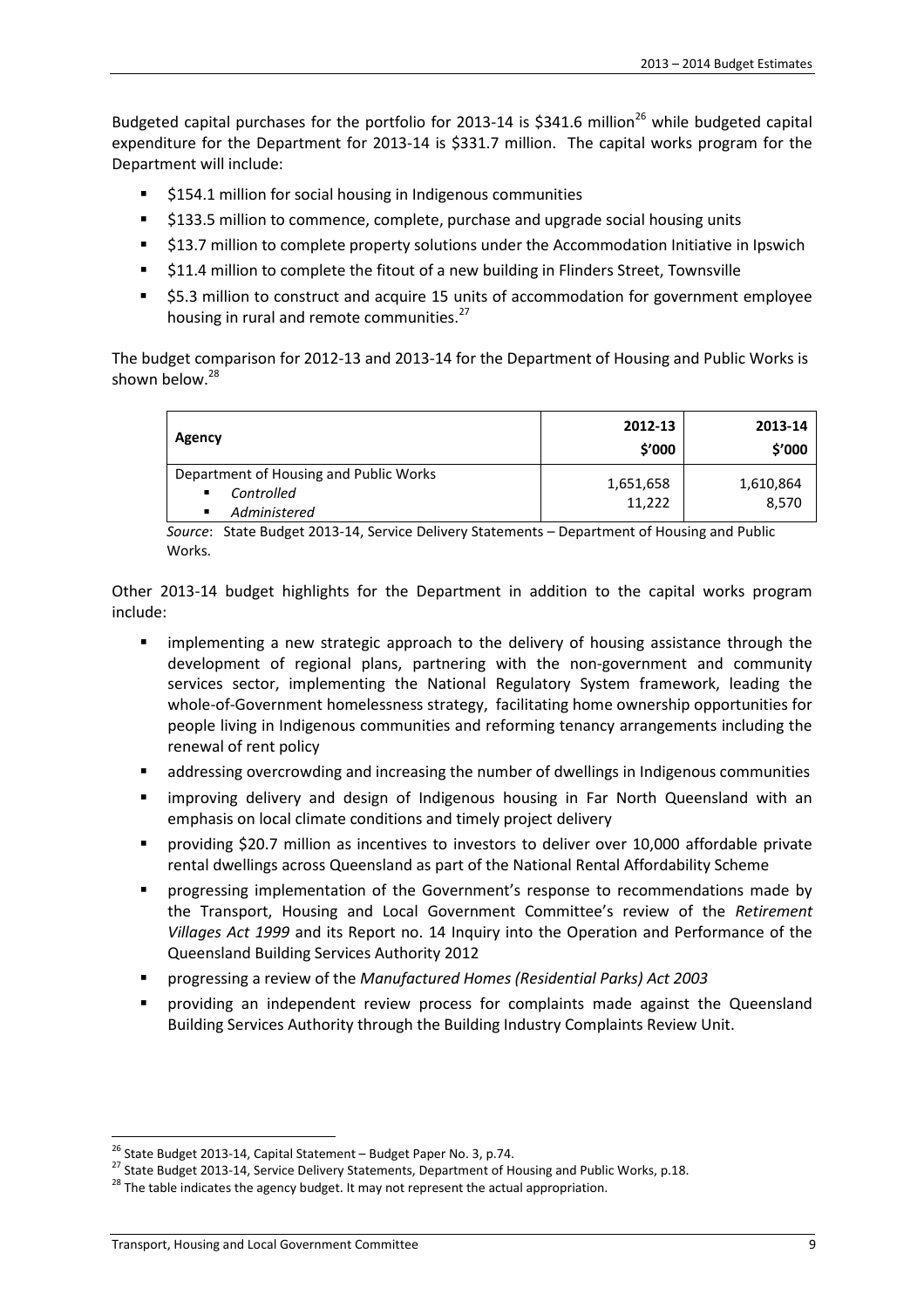Budgeted capital purchases for the portfolio for 2013-14 is $341.6 million[26] while budgeted capital expenditure for the Department for 2013-14 is $331.7 million. The capital works program for the Department will include:

- $154.1 million for social housing in Indigenous communities
- $133.5 million to commence, complete, purchase and upgrade social housing units
- $13.7 million to complete property solutions under the Accommodation Initiative in Ipswich
- $11.4 million to complete the fitout of a new building in Flinders Street, Townsville
- $5.3 million to construct and acquire 15 units of accommodation for government employee housing in rural and remote communities.[27]

The budget comparison for 2012-13 and 2013-14 for the Department of Housing and Public Works is shown below.[28]

| Agency | 2012-13 $'000 | 2013-14 $'000 |
|---|---|---|
| Department of Housing and Public Works | | |
| ▪ *Controlled* | 1,651,658 | 1,610,864 |
| ▪ *Administered* | 11,222 | 8,570 |

*Source*: State Budget 2013-14, Service Delivery Statements – Department of Housing and Public Works.

Other 2013-14 budget highlights for the Department in addition to the capital works program include:

- implementing a new strategic approach to the delivery of housing assistance through the development of regional plans, partnering with the non-government and community services sector, implementing the National Regulatory System framework, leading the whole-of-Government homelessness strategy, facilitating home ownership opportunities for people living in Indigenous communities and reforming tenancy arrangements including the renewal of rent policy
- addressing overcrowding and increasing the number of dwellings in Indigenous communities
- improving delivery and design of Indigenous housing in Far North Queensland with an emphasis on local climate conditions and timely project delivery
- providing $20.7 million as incentives to investors to deliver over 10,000 affordable private rental dwellings across Queensland as part of the National Rental Affordability Scheme
- progressing implementation of the Government's response to recommendations made by the Transport, Housing and Local Government Committee's review of the *Retirement Villages Act 1999* and its Report no. 14 Inquiry into the Operation and Performance of the Queensland Building Services Authority 2012
- progressing a review of the *Manufactured Homes (Residential Parks) Act 2003*
- providing an independent review process for complaints made against the Queensland Building Services Authority through the Building Industry Complaints Review Unit.

---

[26] State Budget 2013-14, Capital Statement – Budget Paper No. 3, p.74.

[27] State Budget 2013-14, Service Delivery Statements, Department of Housing and Public Works, p.18.

[28] The table indicates the agency budget. It may not represent the actual appropriation.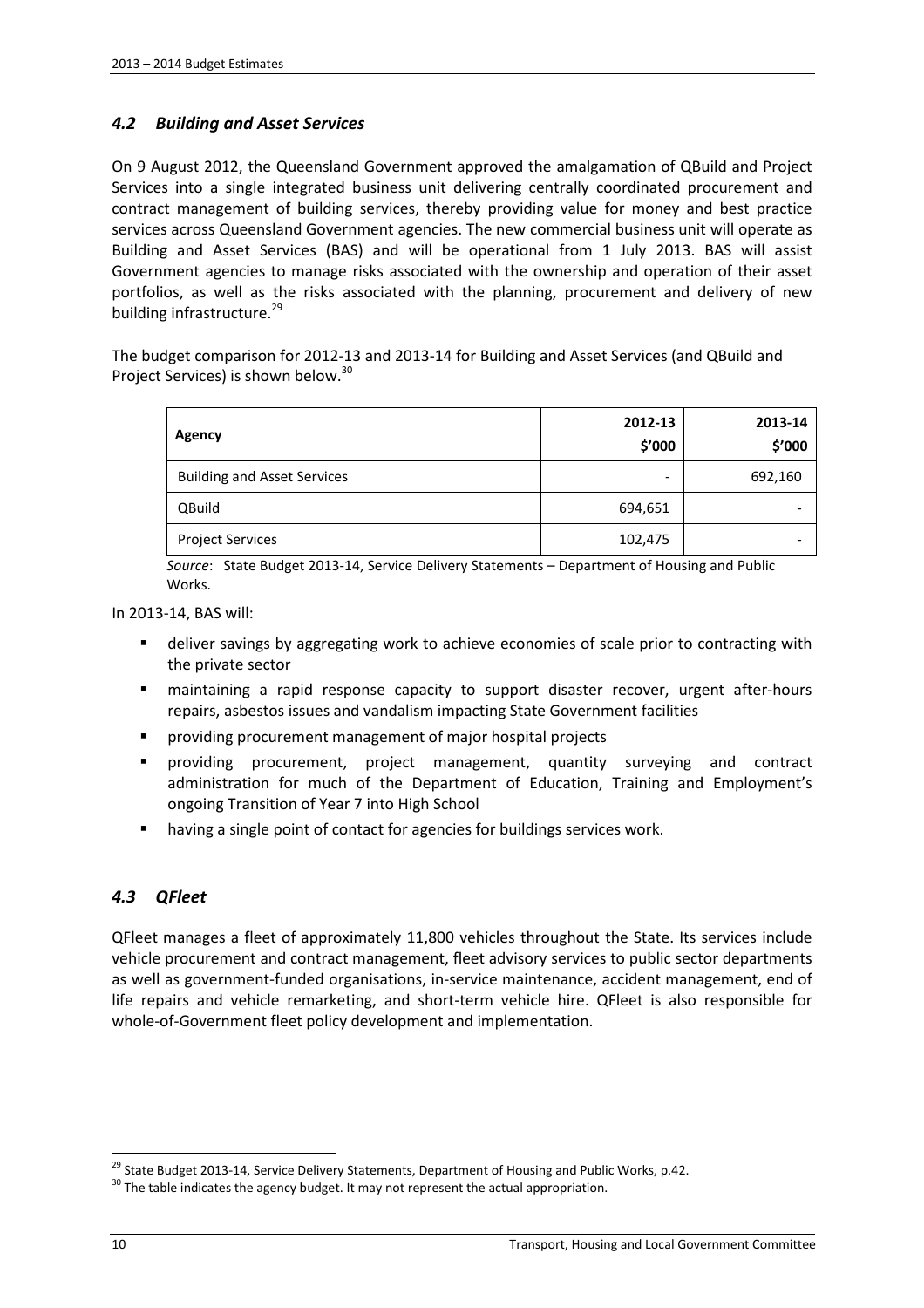## *4.2 Building and Asset Services*

On 9 August 2012, the Queensland Government approved the amalgamation of QBuild and Project Services into a single integrated business unit delivering centrally coordinated procurement and contract management of building services, thereby providing value for money and best practice services across Queensland Government agencies. The new commercial business unit will operate as Building and Asset Services (BAS) and will be operational from 1 July 2013. BAS will assist Government agencies to manage risks associated with the ownership and operation of their asset portfolios, as well as the risks associated with the planning, procurement and delivery of new building infrastructure.[29]

The budget comparison for 2012-13 and 2013-14 for Building and Asset Services (and QBuild and Project Services) is shown below.[30]

| Agency | 2012-13 $'000 | 2013-14 $'000 |
|---|---|---|
| Building and Asset Services | - | 692,160 |
| QBuild | 694,651 | - |
| Project Services | 102,475 | - |

*Source*: State Budget 2013-14, Service Delivery Statements – Department of Housing and Public Works.

In 2013-14, BAS will:

- deliver savings by aggregating work to achieve economies of scale prior to contracting with the private sector
- maintaining a rapid response capacity to support disaster recover, urgent after-hours repairs, asbestos issues and vandalism impacting State Government facilities
- providing procurement management of major hospital projects
- providing procurement, project management, quantity surveying and contract administration for much of the Department of Education, Training and Employment's ongoing Transition of Year 7 into High School
- having a single point of contact for agencies for buildings services work.

## *4.3 QFleet*

QFleet manages a fleet of approximately 11,800 vehicles throughout the State. Its services include vehicle procurement and contract management, fleet advisory services to public sector departments as well as government-funded organisations, in-service maintenance, accident management, end of life repairs and vehicle remarketing, and short-term vehicle hire. QFleet is also responsible for whole-of-Government fleet policy development and implementation.

[29] State Budget 2013-14, Service Delivery Statements, Department of Housing and Public Works, p.42.

[30] The table indicates the agency budget. It may not represent the actual appropriation.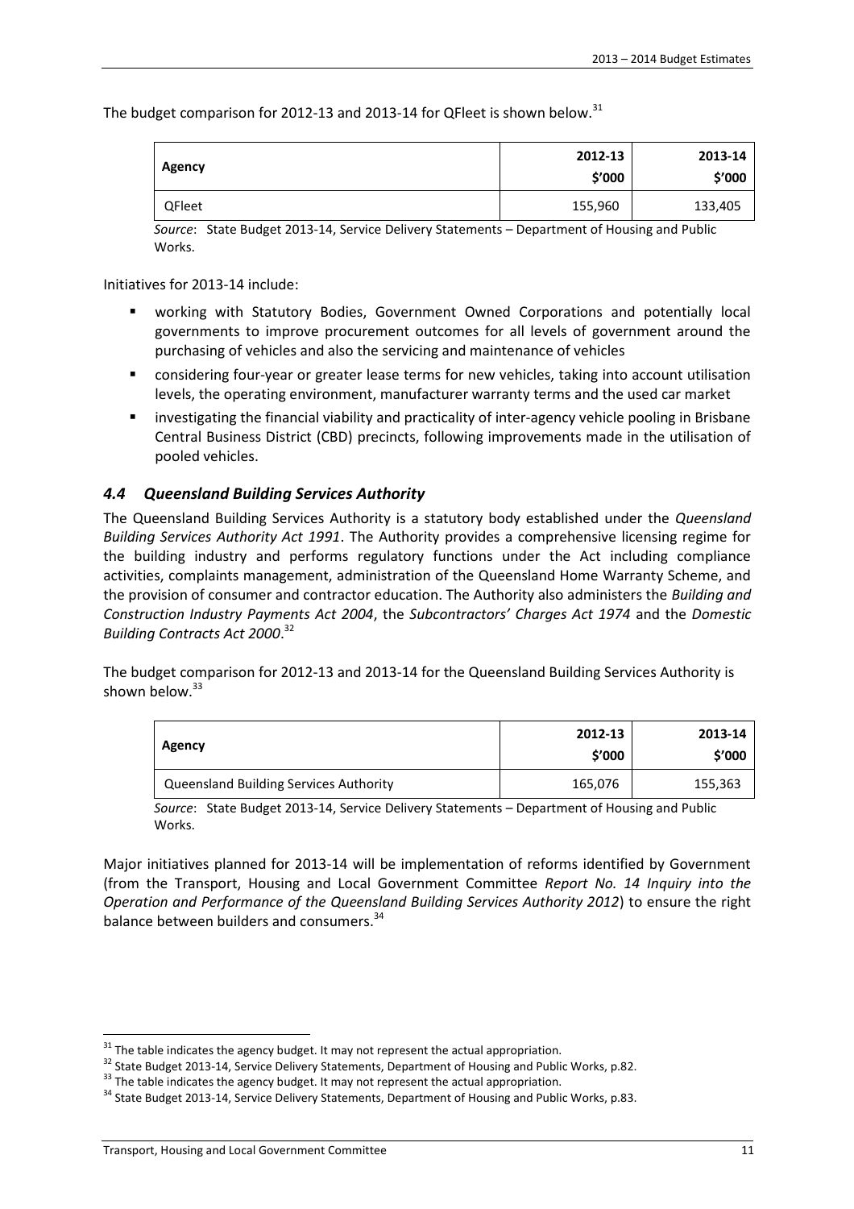The budget comparison for 2012-13 and 2013-14 for QFleet is shown below.[31]

| Agency | 2012-13 $'000 | 2013-14 $'000 |
|---|---|---|
| QFleet | 155,960 | 133,405 |

*Source*: State Budget 2013-14, Service Delivery Statements – Department of Housing and Public Works.

Initiatives for 2013-14 include:

- working with Statutory Bodies, Government Owned Corporations and potentially local governments to improve procurement outcomes for all levels of government around the purchasing of vehicles and also the servicing and maintenance of vehicles
- considering four-year or greater lease terms for new vehicles, taking into account utilisation levels, the operating environment, manufacturer warranty terms and the used car market
- investigating the financial viability and practicality of inter-agency vehicle pooling in Brisbane Central Business District (CBD) precincts, following improvements made in the utilisation of pooled vehicles.

### *4.4 Queensland Building Services Authority*

The Queensland Building Services Authority is a statutory body established under the *Queensland Building Services Authority Act 1991*. The Authority provides a comprehensive licensing regime for the building industry and performs regulatory functions under the Act including compliance activities, complaints management, administration of the Queensland Home Warranty Scheme, and the provision of consumer and contractor education. The Authority also administers the *Building and Construction Industry Payments Act 2004*, the *Subcontractors' Charges Act 1974* and the *Domestic Building Contracts Act 2000*.[32]

The budget comparison for 2012-13 and 2013-14 for the Queensland Building Services Authority is shown below.[33]

| Agency | 2012-13 $'000 | 2013-14 $'000 |
|---|---|---|
| Queensland Building Services Authority | 165,076 | 155,363 |

*Source*: State Budget 2013-14, Service Delivery Statements – Department of Housing and Public Works.

Major initiatives planned for 2013-14 will be implementation of reforms identified by Government (from the Transport, Housing and Local Government Committee *Report No. 14 Inquiry into the Operation and Performance of the Queensland Building Services Authority 2012*) to ensure the right balance between builders and consumers.[34]

---

[31] The table indicates the agency budget. It may not represent the actual appropriation.

[32] State Budget 2013-14, Service Delivery Statements, Department of Housing and Public Works, p.82.

[33] The table indicates the agency budget. It may not represent the actual appropriation.

[34] State Budget 2013-14, Service Delivery Statements, Department of Housing and Public Works, p.83.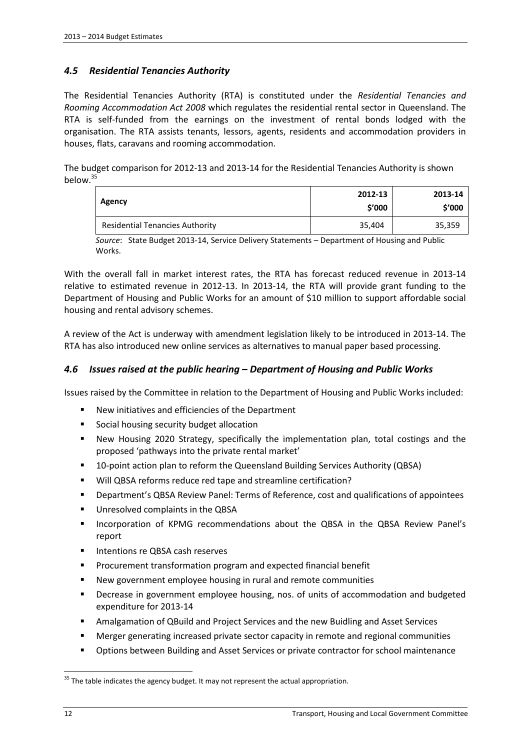### *4.5 Residential Tenancies Authority*

The Residential Tenancies Authority (RTA) is constituted under the *Residential Tenancies and Rooming Accommodation Act 2008* which regulates the residential rental sector in Queensland. The RTA is self-funded from the earnings on the investment of rental bonds lodged with the organisation. The RTA assists tenants, lessors, agents, residents and accommodation providers in houses, flats, caravans and rooming accommodation.

The budget comparison for 2012-13 and 2013-14 for the Residential Tenancies Authority is shown below.[35]

| Agency | 2012-13 $'000 | 2013-14 $'000 |
|---|---|---|
| Residential Tenancies Authority | 35,404 | 35,359 |

*Source*: State Budget 2013-14, Service Delivery Statements – Department of Housing and Public Works.

With the overall fall in market interest rates, the RTA has forecast reduced revenue in 2013-14 relative to estimated revenue in 2012-13. In 2013-14, the RTA will provide grant funding to the Department of Housing and Public Works for an amount of $10 million to support affordable social housing and rental advisory schemes.

A review of the Act is underway with amendment legislation likely to be introduced in 2013-14. The RTA has also introduced new online services as alternatives to manual paper based processing.

### *4.6 Issues raised at the public hearing – Department of Housing and Public Works*

Issues raised by the Committee in relation to the Department of Housing and Public Works included:

- New initiatives and efficiencies of the Department
- Social housing security budget allocation
- New Housing 2020 Strategy, specifically the implementation plan, total costings and the proposed 'pathways into the private rental market'
- 10-point action plan to reform the Queensland Building Services Authority (QBSA)
- Will QBSA reforms reduce red tape and streamline certification?
- Department's QBSA Review Panel: Terms of Reference, cost and qualifications of appointees
- Unresolved complaints in the QBSA
- Incorporation of KPMG recommendations about the QBSA in the QBSA Review Panel's report
- Intentions re QBSA cash reserves
- Procurement transformation program and expected financial benefit
- New government employee housing in rural and remote communities
- Decrease in government employee housing, nos. of units of accommodation and budgeted expenditure for 2013-14
- Amalgamation of QBuild and Project Services and the new Buidling and Asset Services
- Merger generating increased private sector capacity in remote and regional communities
- Options between Building and Asset Services or private contractor for school maintenance

[35] The table indicates the agency budget. It may not represent the actual appropriation.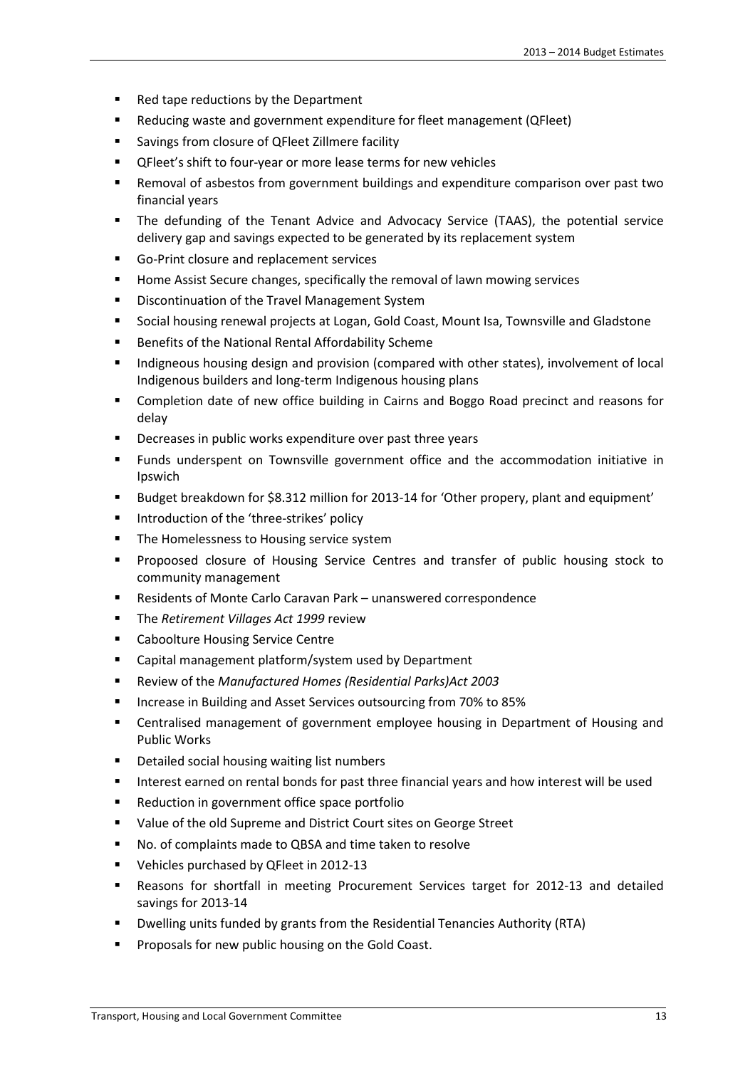- Red tape reductions by the Department
- Reducing waste and government expenditure for fleet management (QFleet)
- Savings from closure of QFleet Zillmere facility
- QFleet's shift to four-year or more lease terms for new vehicles
- Removal of asbestos from government buildings and expenditure comparison over past two financial years
- The defunding of the Tenant Advice and Advocacy Service (TAAS), the potential service delivery gap and savings expected to be generated by its replacement system
- Go-Print closure and replacement services
- Home Assist Secure changes, specifically the removal of lawn mowing services
- Discontinuation of the Travel Management System
- Social housing renewal projects at Logan, Gold Coast, Mount Isa, Townsville and Gladstone
- Benefits of the National Rental Affordability Scheme
- Indigneous housing design and provision (compared with other states), involvement of local Indigenous builders and long-term Indigenous housing plans
- Completion date of new office building in Cairns and Boggo Road precinct and reasons for delay
- Decreases in public works expenditure over past three years
- Funds underspent on Townsville government office and the accommodation initiative in Ipswich
- Budget breakdown for $8.312 million for 2013-14 for 'Other propery, plant and equipment'
- Introduction of the 'three-strikes' policy
- The Homelessness to Housing service system
- Propoosed closure of Housing Service Centres and transfer of public housing stock to community management
- Residents of Monte Carlo Caravan Park – unanswered correspondence
- The *Retirement Villages Act 1999* review
- Caboolture Housing Service Centre
- Capital management platform/system used by Department
- Review of the *Manufactured Homes (Residential Parks)Act 2003*
- Increase in Building and Asset Services outsourcing from 70% to 85%
- Centralised management of government employee housing in Department of Housing and Public Works
- Detailed social housing waiting list numbers
- Interest earned on rental bonds for past three financial years and how interest will be used
- Reduction in government office space portfolio
- Value of the old Supreme and District Court sites on George Street
- No. of complaints made to QBSA and time taken to resolve
- Vehicles purchased by QFleet in 2012-13
- Reasons for shortfall in meeting Procurement Services target for 2012-13 and detailed savings for 2013-14
- Dwelling units funded by grants from the Residential Tenancies Authority (RTA)
- Proposals for new public housing on the Gold Coast.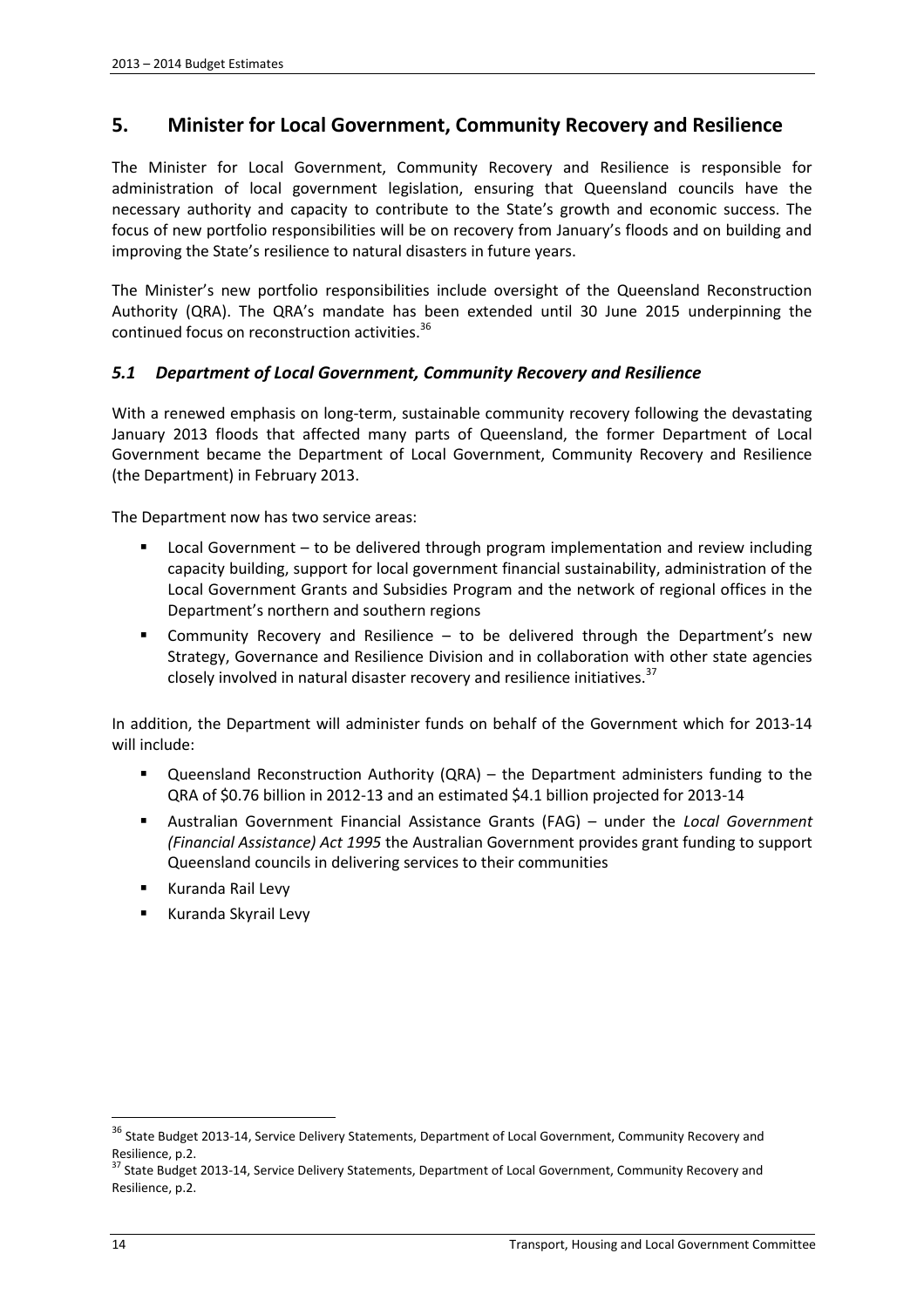## 5. Minister for Local Government, Community Recovery and Resilience

The Minister for Local Government, Community Recovery and Resilience is responsible for administration of local government legislation, ensuring that Queensland councils have the necessary authority and capacity to contribute to the State's growth and economic success. The focus of new portfolio responsibilities will be on recovery from January's floods and on building and improving the State's resilience to natural disasters in future years.

The Minister's new portfolio responsibilities include oversight of the Queensland Reconstruction Authority (QRA). The QRA's mandate has been extended until 30 June 2015 underpinning the continued focus on reconstruction activities.[36]

### *5.1 Department of Local Government, Community Recovery and Resilience*

With a renewed emphasis on long-term, sustainable community recovery following the devastating January 2013 floods that affected many parts of Queensland, the former Department of Local Government became the Department of Local Government, Community Recovery and Resilience (the Department) in February 2013.

The Department now has two service areas:

- Local Government – to be delivered through program implementation and review including capacity building, support for local government financial sustainability, administration of the Local Government Grants and Subsidies Program and the network of regional offices in the Department's northern and southern regions
- Community Recovery and Resilience – to be delivered through the Department's new Strategy, Governance and Resilience Division and in collaboration with other state agencies closely involved in natural disaster recovery and resilience initiatives.[37]

In addition, the Department will administer funds on behalf of the Government which for 2013-14 will include:

- Queensland Reconstruction Authority (QRA) – the Department administers funding to the QRA of $0.76 billion in 2012-13 and an estimated $4.1 billion projected for 2013-14
- Australian Government Financial Assistance Grants (FAG) – under the *Local Government (Financial Assistance) Act 1995* the Australian Government provides grant funding to support Queensland councils in delivering services to their communities
- Kuranda Rail Levy
- Kuranda Skyrail Levy

---

[36] State Budget 2013-14, Service Delivery Statements, Department of Local Government, Community Recovery and Resilience, p.2.

[37] State Budget 2013-14, Service Delivery Statements, Department of Local Government, Community Recovery and Resilience, p.2.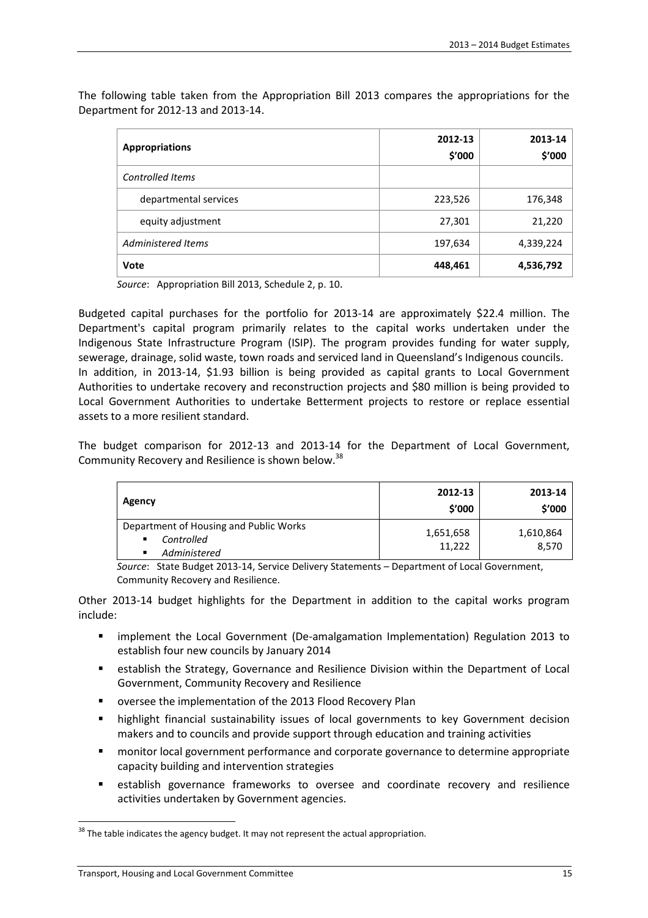The following table taken from the Appropriation Bill 2013 compares the appropriations for the Department for 2012-13 and 2013-14.

| Appropriations | 2012-13 $'000 | 2013-14 $'000 |
|---|---|---|
| *Controlled Items* | | |
| departmental services | 223,526 | 176,348 |
| equity adjustment | 27,301 | 21,220 |
| *Administered Items* | 197,634 | 4,339,224 |
| **Vote** | **448,461** | **4,536,792** |

*Source*: Appropriation Bill 2013, Schedule 2, p. 10.

Budgeted capital purchases for the portfolio for 2013-14 are approximately $22.4 million. The Department's capital program primarily relates to the capital works undertaken under the Indigenous State Infrastructure Program (ISIP). The program provides funding for water supply, sewerage, drainage, solid waste, town roads and serviced land in Queensland's Indigenous councils.
In addition, in 2013-14, $1.93 billion is being provided as capital grants to Local Government Authorities to undertake recovery and reconstruction projects and $80 million is being provided to Local Government Authorities to undertake Betterment projects to restore or replace essential assets to a more resilient standard.

The budget comparison for 2012-13 and 2013-14 for the Department of Local Government, Community Recovery and Resilience is shown below.[38]

| Agency | 2012-13 $'000 | 2013-14 $'000 |
|---|---|---|
| Department of Housing and Public Works<br>▪ *Controlled*<br>▪ *Administered* | 1,651,658<br>11,222 | 1,610,864<br>8,570 |

*Source*: State Budget 2013-14, Service Delivery Statements – Department of Local Government, Community Recovery and Resilience.

Other 2013-14 budget highlights for the Department in addition to the capital works program include:

- implement the Local Government (De-amalgamation Implementation) Regulation 2013 to establish four new councils by January 2014
- establish the Strategy, Governance and Resilience Division within the Department of Local Government, Community Recovery and Resilience
- oversee the implementation of the 2013 Flood Recovery Plan
- highlight financial sustainability issues of local governments to key Government decision makers and to councils and provide support through education and training activities
- monitor local government performance and corporate governance to determine appropriate capacity building and intervention strategies
- establish governance frameworks to oversee and coordinate recovery and resilience activities undertaken by Government agencies.

[38] The table indicates the agency budget. It may not represent the actual appropriation.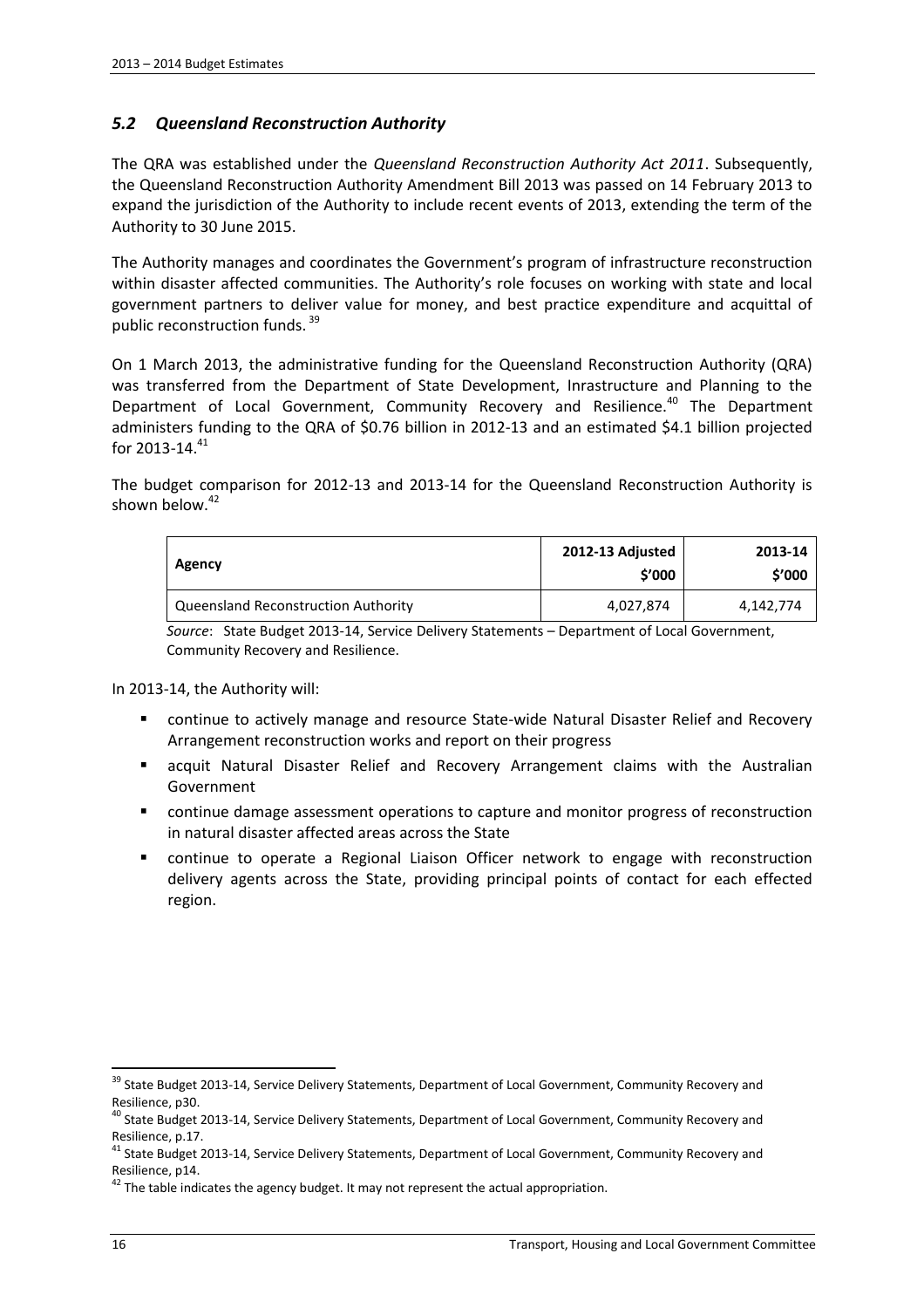### *5.2 Queensland Reconstruction Authority*

The QRA was established under the *Queensland Reconstruction Authority Act 2011*. Subsequently, the Queensland Reconstruction Authority Amendment Bill 2013 was passed on 14 February 2013 to expand the jurisdiction of the Authority to include recent events of 2013, extending the term of the Authority to 30 June 2015.

The Authority manages and coordinates the Government's program of infrastructure reconstruction within disaster affected communities. The Authority's role focuses on working with state and local government partners to deliver value for money, and best practice expenditure and acquittal of public reconstruction funds. [39]

On 1 March 2013, the administrative funding for the Queensland Reconstruction Authority (QRA) was transferred from the Department of State Development, Inrastructure and Planning to the Department of Local Government, Community Recovery and Resilience.[40] The Department administers funding to the QRA of $0.76 billion in 2012-13 and an estimated $4.1 billion projected for 2013-14.[41]

The budget comparison for 2012-13 and 2013-14 for the Queensland Reconstruction Authority is shown below.[42]

| Agency | 2012-13 Adjusted $'000 | 2013-14 $'000 |
|---|---|---|
| Queensland Reconstruction Authority | 4,027,874 | 4,142,774 |

*Source*: State Budget 2013-14, Service Delivery Statements – Department of Local Government, Community Recovery and Resilience.

In 2013-14, the Authority will:

- continue to actively manage and resource State-wide Natural Disaster Relief and Recovery Arrangement reconstruction works and report on their progress
- acquit Natural Disaster Relief and Recovery Arrangement claims with the Australian Government
- continue damage assessment operations to capture and monitor progress of reconstruction in natural disaster affected areas across the State
- continue to operate a Regional Liaison Officer network to engage with reconstruction delivery agents across the State, providing principal points of contact for each effected region.

---

[39] State Budget 2013-14, Service Delivery Statements, Department of Local Government, Community Recovery and Resilience, p30.

[40] State Budget 2013-14, Service Delivery Statements, Department of Local Government, Community Recovery and Resilience, p.17.

[41] State Budget 2013-14, Service Delivery Statements, Department of Local Government, Community Recovery and Resilience, p14.

[42] The table indicates the agency budget. It may not represent the actual appropriation.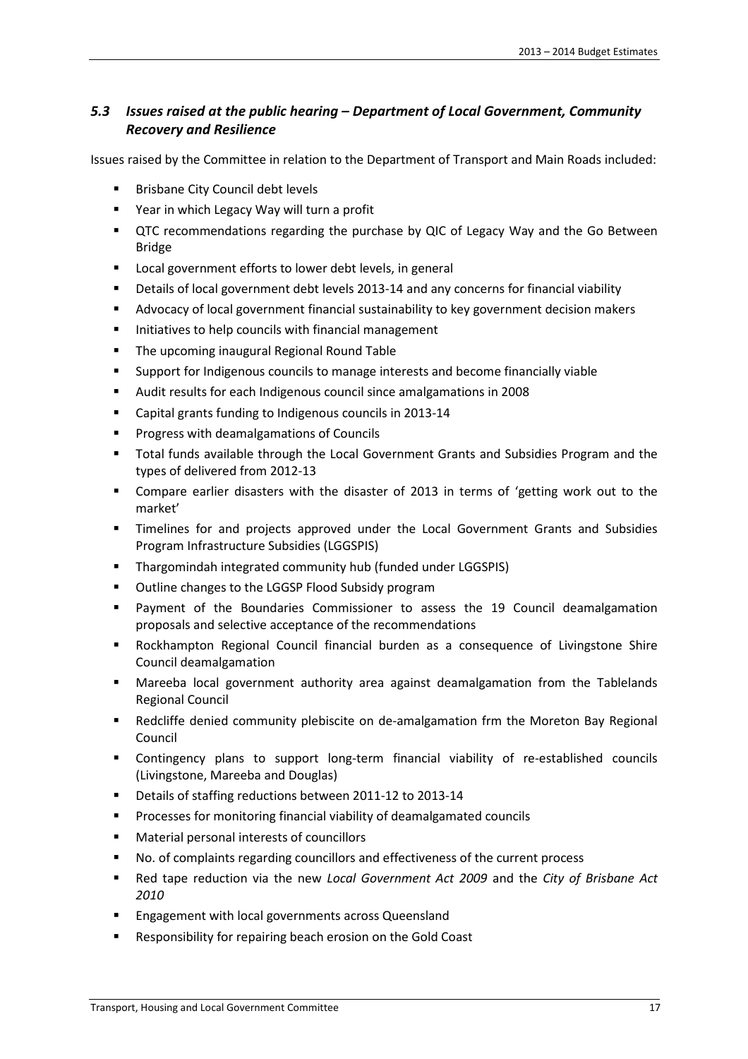### *5.3 Issues raised at the public hearing – Department of Local Government, Community Recovery and Resilience*

Issues raised by the Committee in relation to the Department of Transport and Main Roads included:

- Brisbane City Council debt levels
- Year in which Legacy Way will turn a profit
- QTC recommendations regarding the purchase by QIC of Legacy Way and the Go Between Bridge
- Local government efforts to lower debt levels, in general
- Details of local government debt levels 2013-14 and any concerns for financial viability
- Advocacy of local government financial sustainability to key government decision makers
- Initiatives to help councils with financial management
- The upcoming inaugural Regional Round Table
- Support for Indigenous councils to manage interests and become financially viable
- Audit results for each Indigenous council since amalgamations in 2008
- Capital grants funding to Indigenous councils in 2013-14
- Progress with deamalgamations of Councils
- Total funds available through the Local Government Grants and Subsidies Program and the types of delivered from 2012-13
- Compare earlier disasters with the disaster of 2013 in terms of 'getting work out to the market'
- Timelines for and projects approved under the Local Government Grants and Subsidies Program Infrastructure Subsidies (LGGSPIS)
- Thargomindah integrated community hub (funded under LGGSPIS)
- Outline changes to the LGGSP Flood Subsidy program
- Payment of the Boundaries Commissioner to assess the 19 Council deamalgamation proposals and selective acceptance of the recommendations
- Rockhampton Regional Council financial burden as a consequence of Livingstone Shire Council deamalgamation
- Mareeba local government authority area against deamalgamation from the Tablelands Regional Council
- Redcliffe denied community plebiscite on de-amalgamation frm the Moreton Bay Regional Council
- Contingency plans to support long-term financial viability of re-established councils (Livingstone, Mareeba and Douglas)
- Details of staffing reductions between 2011-12 to 2013-14
- Processes for monitoring financial viability of deamalgamated councils
- Material personal interests of councillors
- No. of complaints regarding councillors and effectiveness of the current process
- Red tape reduction via the new *Local Government Act 2009* and the *City of Brisbane Act 2010*
- Engagement with local governments across Queensland
- Responsibility for repairing beach erosion on the Gold Coast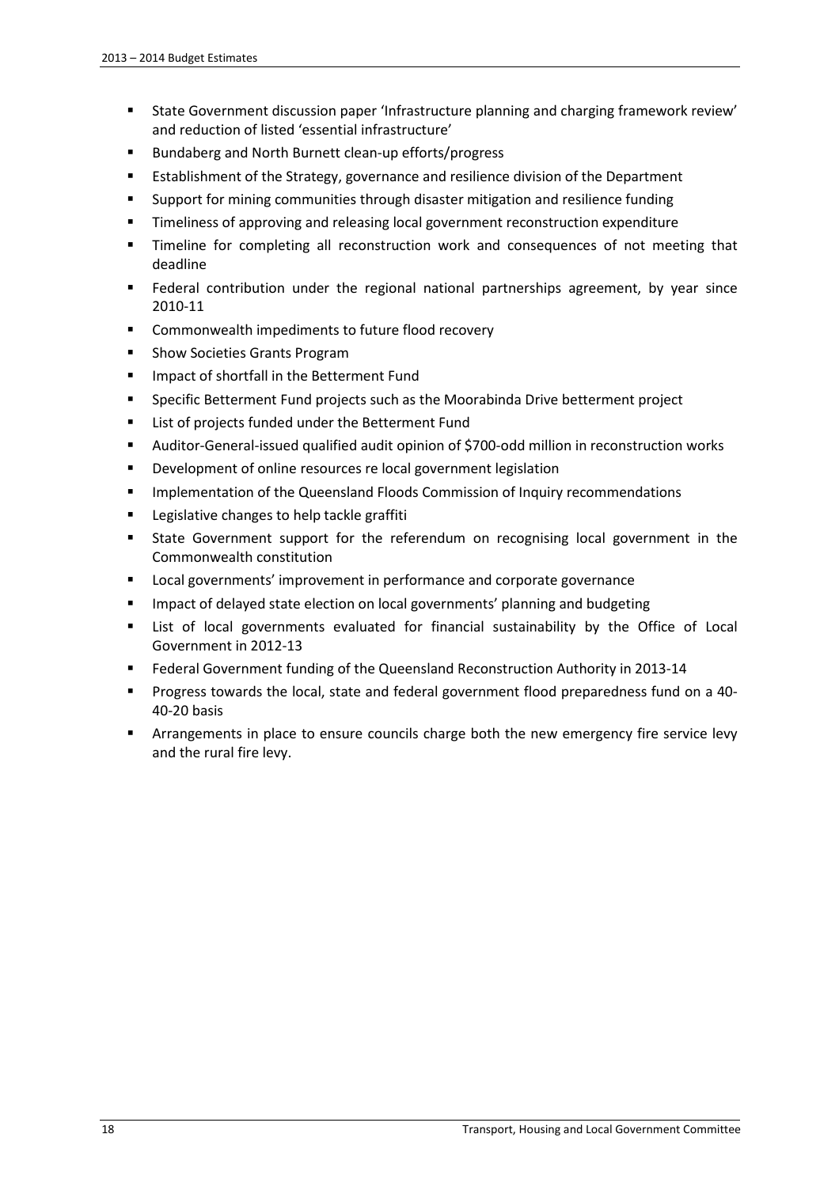- State Government discussion paper 'Infrastructure planning and charging framework review' and reduction of listed 'essential infrastructure'
- Bundaberg and North Burnett clean-up efforts/progress
- Establishment of the Strategy, governance and resilience division of the Department
- Support for mining communities through disaster mitigation and resilience funding
- Timeliness of approving and releasing local government reconstruction expenditure
- Timeline for completing all reconstruction work and consequences of not meeting that deadline
- Federal contribution under the regional national partnerships agreement, by year since 2010-11
- Commonwealth impediments to future flood recovery
- Show Societies Grants Program
- Impact of shortfall in the Betterment Fund
- Specific Betterment Fund projects such as the Moorabinda Drive betterment project
- List of projects funded under the Betterment Fund
- Auditor-General-issued qualified audit opinion of $700-odd million in reconstruction works
- Development of online resources re local government legislation
- Implementation of the Queensland Floods Commission of Inquiry recommendations
- Legislative changes to help tackle graffiti
- State Government support for the referendum on recognising local government in the Commonwealth constitution
- Local governments' improvement in performance and corporate governance
- Impact of delayed state election on local governments' planning and budgeting
- List of local governments evaluated for financial sustainability by the Office of Local Government in 2012-13
- Federal Government funding of the Queensland Reconstruction Authority in 2013-14
- Progress towards the local, state and federal government flood preparedness fund on a 40-40-20 basis
- Arrangements in place to ensure councils charge both the new emergency fire service levy and the rural fire levy.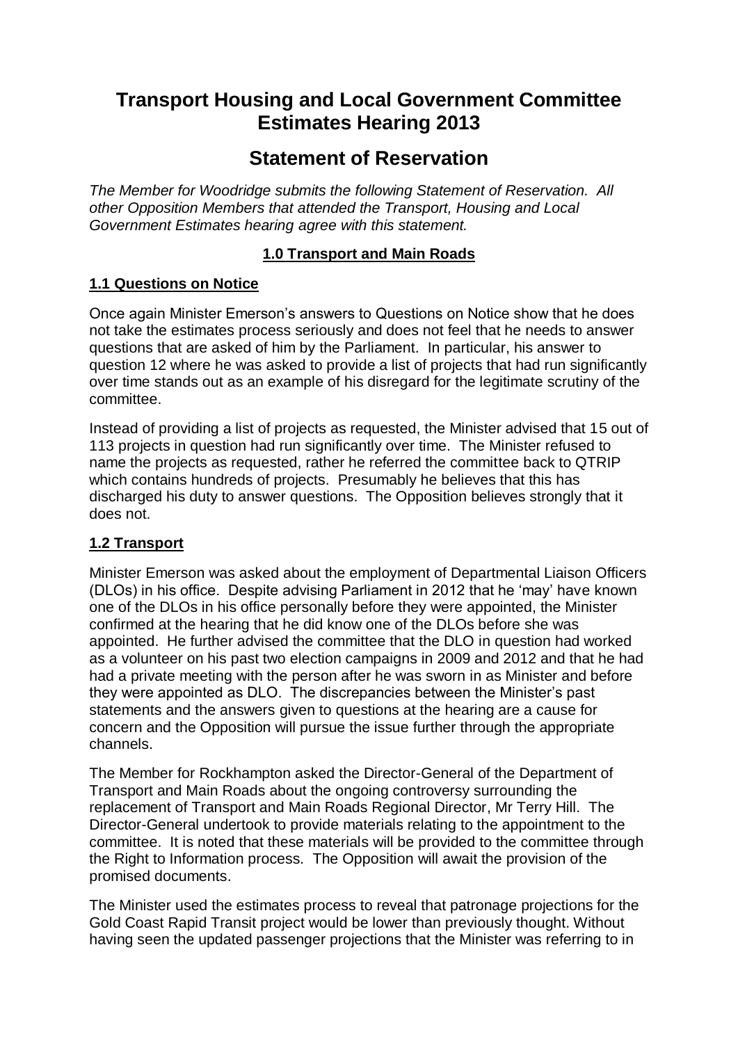# Transport Housing and Local Government Committee Estimates Hearing 2013

# Statement of Reservation

*The Member for Woodridge submits the following Statement of Reservation. All other Opposition Members that attended the Transport, Housing and Local Government Estimates hearing agree with this statement.*

## 1.0 Transport and Main Roads

### 1.1 Questions on Notice

Once again Minister Emerson's answers to Questions on Notice show that he does not take the estimates process seriously and does not feel that he needs to answer questions that are asked of him by the Parliament. In particular, his answer to question 12 where he was asked to provide a list of projects that had run significantly over time stands out as an example of his disregard for the legitimate scrutiny of the committee.

Instead of providing a list of projects as requested, the Minister advised that 15 out of 113 projects in question had run significantly over time. The Minister refused to name the projects as requested, rather he referred the committee back to QTRIP which contains hundreds of projects. Presumably he believes that this has discharged his duty to answer questions. The Opposition believes strongly that it does not.

### 1.2 Transport

Minister Emerson was asked about the employment of Departmental Liaison Officers (DLOs) in his office. Despite advising Parliament in 2012 that he 'may' have known one of the DLOs in his office personally before they were appointed, the Minister confirmed at the hearing that he did know one of the DLOs before she was appointed. He further advised the committee that the DLO in question had worked as a volunteer on his past two election campaigns in 2009 and 2012 and that he had had a private meeting with the person after he was sworn in as Minister and before they were appointed as DLO. The discrepancies between the Minister's past statements and the answers given to questions at the hearing are a cause for concern and the Opposition will pursue the issue further through the appropriate channels.

The Member for Rockhampton asked the Director-General of the Department of Transport and Main Roads about the ongoing controversy surrounding the replacement of Transport and Main Roads Regional Director, Mr Terry Hill. The Director-General undertook to provide materials relating to the appointment to the committee. It is noted that these materials will be provided to the committee through the Right to Information process. The Opposition will await the provision of the promised documents.

The Minister used the estimates process to reveal that patronage projections for the Gold Coast Rapid Transit project would be lower than previously thought. Without having seen the updated passenger projections that the Minister was referring to in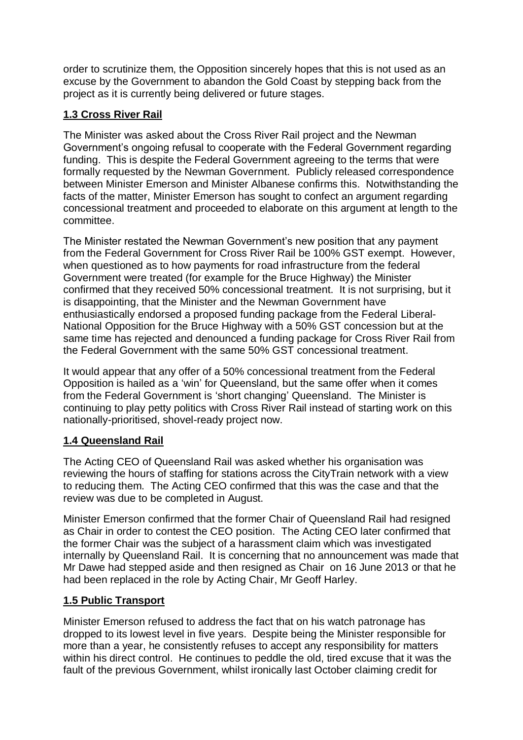order to scrutinize them, the Opposition sincerely hopes that this is not used as an excuse by the Government to abandon the Gold Coast by stepping back from the project as it is currently being delivered or future stages.

### 1.3 Cross River Rail

The Minister was asked about the Cross River Rail project and the Newman Government's ongoing refusal to cooperate with the Federal Government regarding funding. This is despite the Federal Government agreeing to the terms that were formally requested by the Newman Government. Publicly released correspondence between Minister Emerson and Minister Albanese confirms this. Notwithstanding the facts of the matter, Minister Emerson has sought to confect an argument regarding concessional treatment and proceeded to elaborate on this argument at length to the committee.

The Minister restated the Newman Government's new position that any payment from the Federal Government for Cross River Rail be 100% GST exempt. However, when questioned as to how payments for road infrastructure from the federal Government were treated (for example for the Bruce Highway) the Minister confirmed that they received 50% concessional treatment. It is not surprising, but it is disappointing, that the Minister and the Newman Government have enthusiastically endorsed a proposed funding package from the Federal Liberal-National Opposition for the Bruce Highway with a 50% GST concession but at the same time has rejected and denounced a funding package for Cross River Rail from the Federal Government with the same 50% GST concessional treatment.

It would appear that any offer of a 50% concessional treatment from the Federal Opposition is hailed as a 'win' for Queensland, but the same offer when it comes from the Federal Government is 'short changing' Queensland. The Minister is continuing to play petty politics with Cross River Rail instead of starting work on this nationally-prioritised, shovel-ready project now.

### 1.4 Queensland Rail

The Acting CEO of Queensland Rail was asked whether his organisation was reviewing the hours of staffing for stations across the CityTrain network with a view to reducing them. The Acting CEO confirmed that this was the case and that the review was due to be completed in August.

Minister Emerson confirmed that the former Chair of Queensland Rail had resigned as Chair in order to contest the CEO position. The Acting CEO later confirmed that the former Chair was the subject of a harassment claim which was investigated internally by Queensland Rail. It is concerning that no announcement was made that Mr Dawe had stepped aside and then resigned as Chair on 16 June 2013 or that he had been replaced in the role by Acting Chair, Mr Geoff Harley.

### 1.5 Public Transport

Minister Emerson refused to address the fact that on his watch patronage has dropped to its lowest level in five years. Despite being the Minister responsible for more than a year, he consistently refuses to accept any responsibility for matters within his direct control. He continues to peddle the old, tired excuse that it was the fault of the previous Government, whilst ironically last October claiming credit for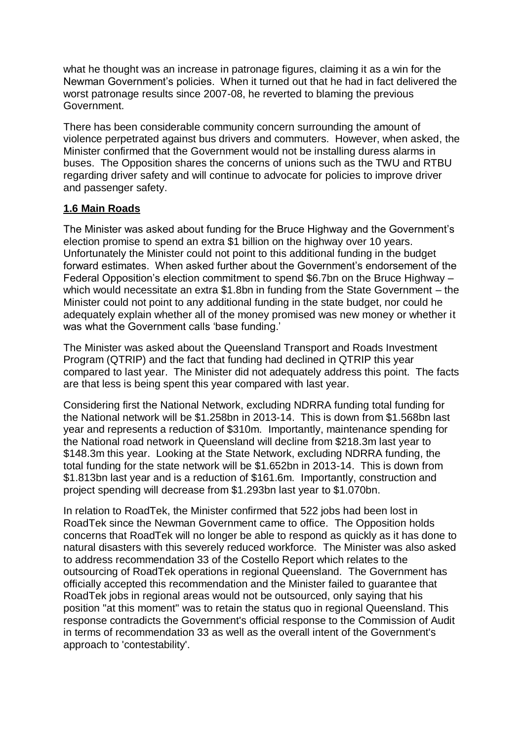what he thought was an increase in patronage figures, claiming it as a win for the Newman Government's policies. When it turned out that he had in fact delivered the worst patronage results since 2007-08, he reverted to blaming the previous Government.

There has been considerable community concern surrounding the amount of violence perpetrated against bus drivers and commuters. However, when asked, the Minister confirmed that the Government would not be installing duress alarms in buses. The Opposition shares the concerns of unions such as the TWU and RTBU regarding driver safety and will continue to advocate for policies to improve driver and passenger safety.

## **1.6 Main Roads**

The Minister was asked about funding for the Bruce Highway and the Government's election promise to spend an extra $1 billion on the highway over 10 years. Unfortunately the Minister could not point to this additional funding in the budget forward estimates. When asked further about the Government's endorsement of the Federal Opposition's election commitment to spend $6.7bn on the Bruce Highway – which would necessitate an extra $1.8bn in funding from the State Government – the Minister could not point to any additional funding in the state budget, nor could he adequately explain whether all of the money promised was new money or whether it was what the Government calls 'base funding.'

The Minister was asked about the Queensland Transport and Roads Investment Program (QTRIP) and the fact that funding had declined in QTRIP this year compared to last year. The Minister did not adequately address this point. The facts are that less is being spent this year compared with last year.

Considering first the National Network, excluding NDRRA funding total funding for the National network will be $1.258bn in 2013-14. This is down from $1.568bn last year and represents a reduction of $310m. Importantly, maintenance spending for the National road network in Queensland will decline from $218.3m last year to $148.3m this year. Looking at the State Network, excluding NDRRA funding, the total funding for the state network will be $1.652bn in 2013-14. This is down from $1.813bn last year and is a reduction of $161.6m. Importantly, construction and project spending will decrease from $1.293bn last year to $1.070bn.

In relation to RoadTek, the Minister confirmed that 522 jobs had been lost in RoadTek since the Newman Government came to office. The Opposition holds concerns that RoadTek will no longer be able to respond as quickly as it has done to natural disasters with this severely reduced workforce. The Minister was also asked to address recommendation 33 of the Costello Report which relates to the outsourcing of RoadTek operations in regional Queensland. The Government has officially accepted this recommendation and the Minister failed to guarantee that RoadTek jobs in regional areas would not be outsourced, only saying that his position "at this moment" was to retain the status quo in regional Queensland. This response contradicts the Government's official response to the Commission of Audit in terms of recommendation 33 as well as the overall intent of the Government's approach to 'contestability'.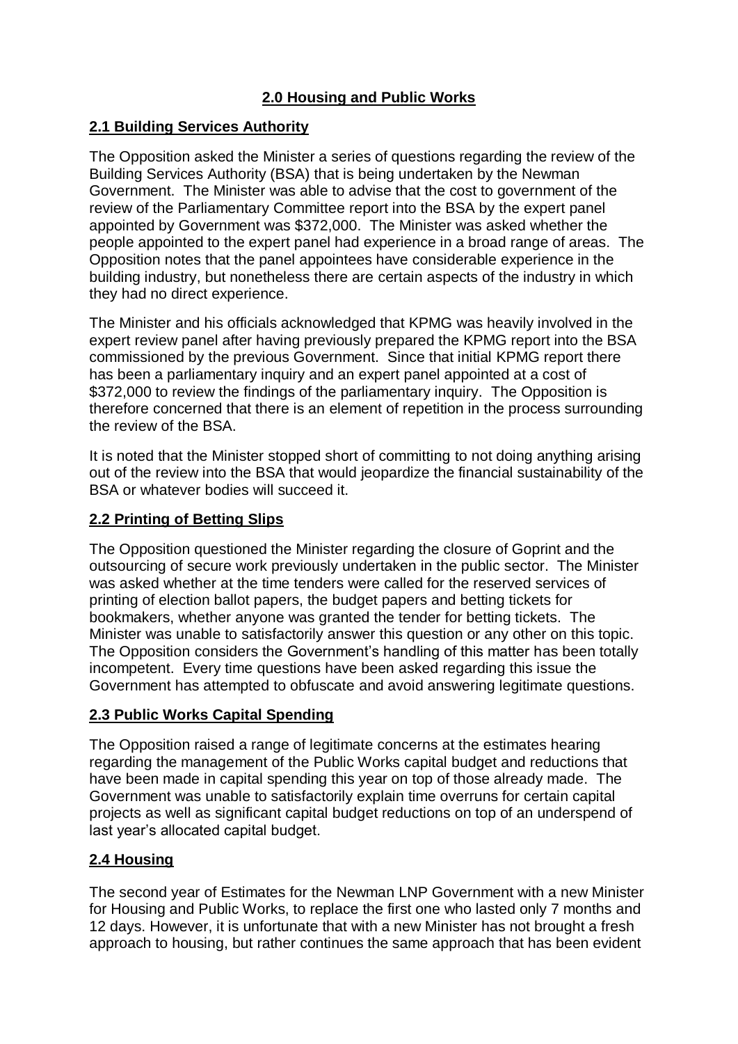## 2.0 Housing and Public Works

### 2.1 Building Services Authority

The Opposition asked the Minister a series of questions regarding the review of the Building Services Authority (BSA) that is being undertaken by the Newman Government. The Minister was able to advise that the cost to government of the review of the Parliamentary Committee report into the BSA by the expert panel appointed by Government was \$372,000. The Minister was asked whether the people appointed to the expert panel had experience in a broad range of areas. The Opposition notes that the panel appointees have considerable experience in the building industry, but nonetheless there are certain aspects of the industry in which they had no direct experience.

The Minister and his officials acknowledged that KPMG was heavily involved in the expert review panel after having previously prepared the KPMG report into the BSA commissioned by the previous Government. Since that initial KPMG report there has been a parliamentary inquiry and an expert panel appointed at a cost of \$372,000 to review the findings of the parliamentary inquiry. The Opposition is therefore concerned that there is an element of repetition in the process surrounding the review of the BSA.

It is noted that the Minister stopped short of committing to not doing anything arising out of the review into the BSA that would jeopardize the financial sustainability of the BSA or whatever bodies will succeed it.

### 2.2 Printing of Betting Slips

The Opposition questioned the Minister regarding the closure of Goprint and the outsourcing of secure work previously undertaken in the public sector. The Minister was asked whether at the time tenders were called for the reserved services of printing of election ballot papers, the budget papers and betting tickets for bookmakers, whether anyone was granted the tender for betting tickets. The Minister was unable to satisfactorily answer this question or any other on this topic. The Opposition considers the Government's handling of this matter has been totally incompetent. Every time questions have been asked regarding this issue the Government has attempted to obfuscate and avoid answering legitimate questions.

### 2.3 Public Works Capital Spending

The Opposition raised a range of legitimate concerns at the estimates hearing regarding the management of the Public Works capital budget and reductions that have been made in capital spending this year on top of those already made. The Government was unable to satisfactorily explain time overruns for certain capital projects as well as significant capital budget reductions on top of an underspend of last year's allocated capital budget.

### 2.4 Housing

The second year of Estimates for the Newman LNP Government with a new Minister for Housing and Public Works, to replace the first one who lasted only 7 months and 12 days. However, it is unfortunate that with a new Minister has not brought a fresh approach to housing, but rather continues the same approach that has been evident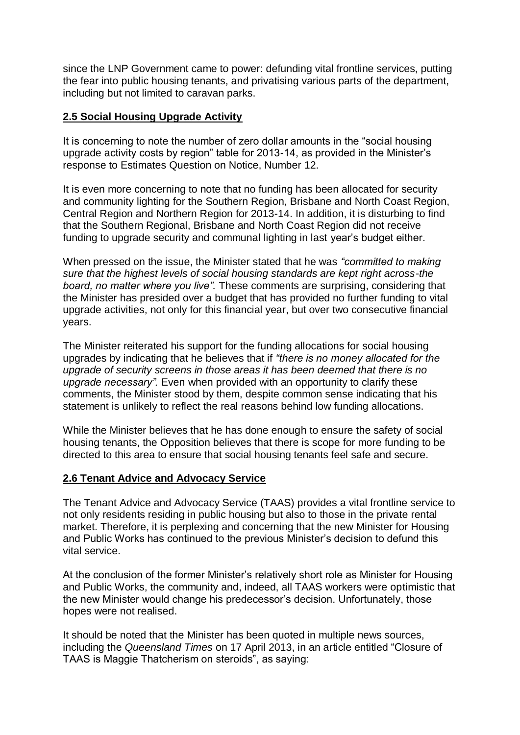since the LNP Government came to power: defunding vital frontline services, putting the fear into public housing tenants, and privatising various parts of the department, including but not limited to caravan parks.

## 2.5 Social Housing Upgrade Activity

It is concerning to note the number of zero dollar amounts in the "social housing upgrade activity costs by region" table for 2013-14, as provided in the Minister's response to Estimates Question on Notice, Number 12.

It is even more concerning to note that no funding has been allocated for security and community lighting for the Southern Region, Brisbane and North Coast Region, Central Region and Northern Region for 2013-14. In addition, it is disturbing to find that the Southern Regional, Brisbane and North Coast Region did not receive funding to upgrade security and communal lighting in last year's budget either.

When pressed on the issue, the Minister stated that he was *"committed to making sure that the highest levels of social housing standards are kept right across-the board, no matter where you live".* These comments are surprising, considering that the Minister has presided over a budget that has provided no further funding to vital upgrade activities, not only for this financial year, but over two consecutive financial years.

The Minister reiterated his support for the funding allocations for social housing upgrades by indicating that he believes that if *"there is no money allocated for the upgrade of security screens in those areas it has been deemed that there is no upgrade necessary".* Even when provided with an opportunity to clarify these comments, the Minister stood by them, despite common sense indicating that his statement is unlikely to reflect the real reasons behind low funding allocations.

While the Minister believes that he has done enough to ensure the safety of social housing tenants, the Opposition believes that there is scope for more funding to be directed to this area to ensure that social housing tenants feel safe and secure.

## 2.6 Tenant Advice and Advocacy Service

The Tenant Advice and Advocacy Service (TAAS) provides a vital frontline service to not only residents residing in public housing but also to those in the private rental market. Therefore, it is perplexing and concerning that the new Minister for Housing and Public Works has continued to the previous Minister's decision to defund this vital service.

At the conclusion of the former Minister's relatively short role as Minister for Housing and Public Works, the community and, indeed, all TAAS workers were optimistic that the new Minister would change his predecessor's decision. Unfortunately, those hopes were not realised.

It should be noted that the Minister has been quoted in multiple news sources, including the *Queensland Times* on 17 April 2013, in an article entitled "Closure of TAAS is Maggie Thatcherism on steroids", as saying: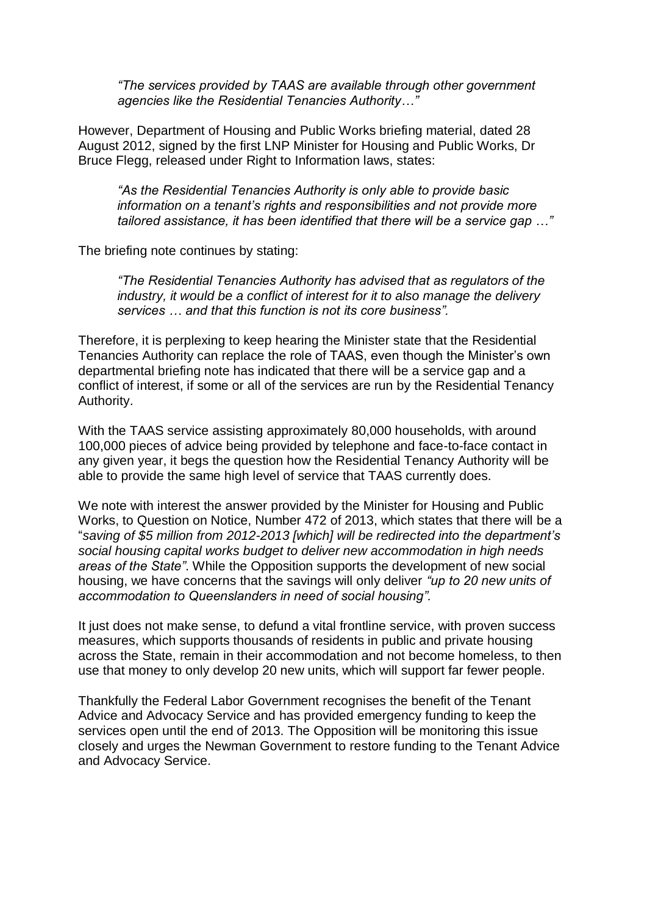> *"The services provided by TAAS are available through other government agencies like the Residential Tenancies Authority…"*

However, Department of Housing and Public Works briefing material, dated 28 August 2012, signed by the first LNP Minister for Housing and Public Works, Dr Bruce Flegg, released under Right to Information laws, states:

> *"As the Residential Tenancies Authority is only able to provide basic information on a tenant's rights and responsibilities and not provide more tailored assistance, it has been identified that there will be a service gap …"*

The briefing note continues by stating:

> *"The Residential Tenancies Authority has advised that as regulators of the industry, it would be a conflict of interest for it to also manage the delivery services … and that this function is not its core business".*

Therefore, it is perplexing to keep hearing the Minister state that the Residential Tenancies Authority can replace the role of TAAS, even though the Minister's own departmental briefing note has indicated that there will be a service gap and a conflict of interest, if some or all of the services are run by the Residential Tenancy Authority.

With the TAAS service assisting approximately 80,000 households, with around 100,000 pieces of advice being provided by telephone and face-to-face contact in any given year, it begs the question how the Residential Tenancy Authority will be able to provide the same high level of service that TAAS currently does.

We note with interest the answer provided by the Minister for Housing and Public Works, to Question on Notice, Number 472 of 2013, which states that there will be a "*saving of $5 million from 2012-2013 [which] will be redirected into the department's social housing capital works budget to deliver new accommodation in high needs areas of the State"*. While the Opposition supports the development of new social housing, we have concerns that the savings will only deliver *"up to 20 new units of accommodation to Queenslanders in need of social housing".*

It just does not make sense, to defund a vital frontline service, with proven success measures, which supports thousands of residents in public and private housing across the State, remain in their accommodation and not become homeless, to then use that money to only develop 20 new units, which will support far fewer people.

Thankfully the Federal Labor Government recognises the benefit of the Tenant Advice and Advocacy Service and has provided emergency funding to keep the services open until the end of 2013. The Opposition will be monitoring this issue closely and urges the Newman Government to restore funding to the Tenant Advice and Advocacy Service.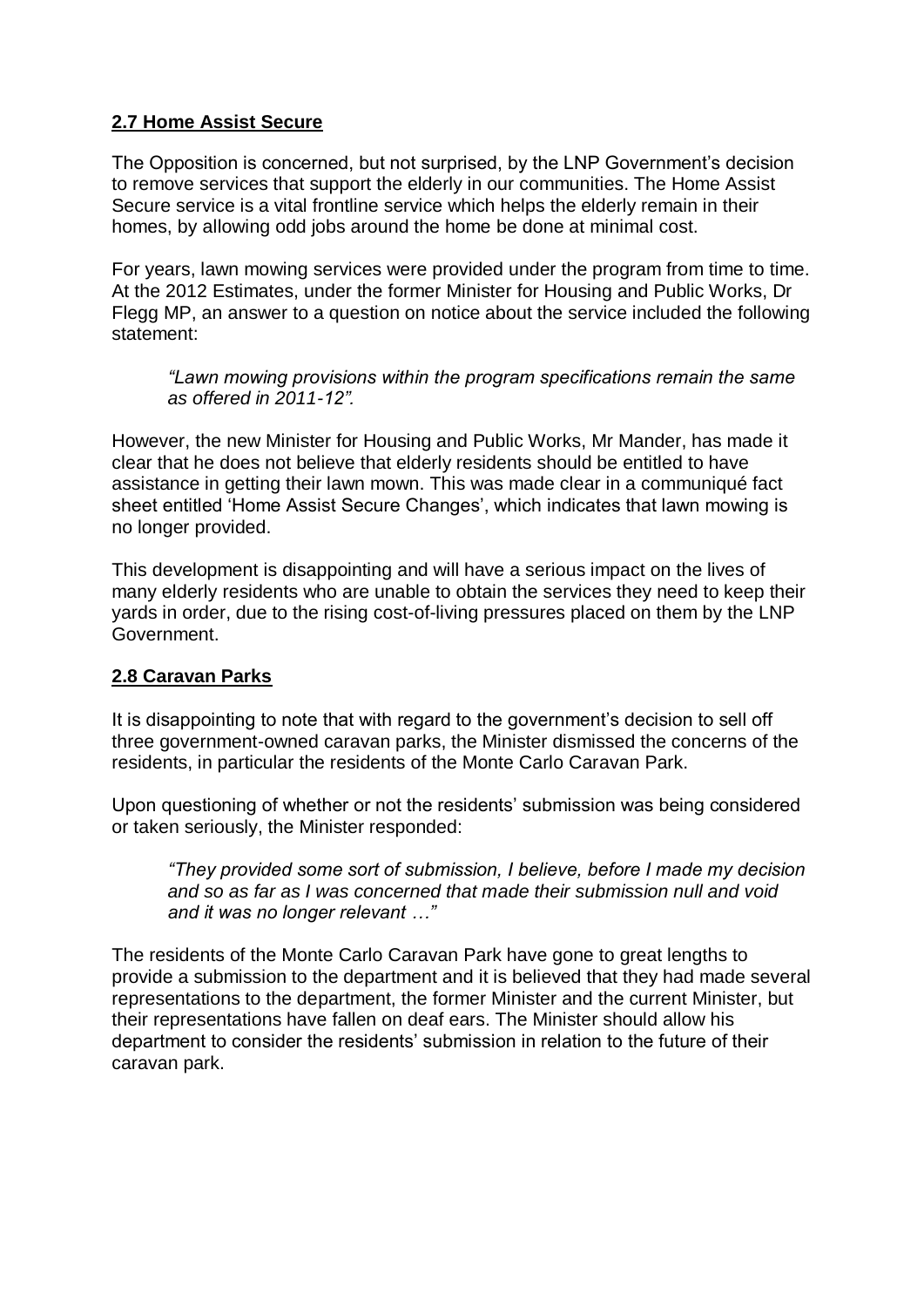## **2.7 Home Assist Secure**

The Opposition is concerned, but not surprised, by the LNP Government's decision to remove services that support the elderly in our communities. The Home Assist Secure service is a vital frontline service which helps the elderly remain in their homes, by allowing odd jobs around the home be done at minimal cost.

For years, lawn mowing services were provided under the program from time to time. At the 2012 Estimates, under the former Minister for Housing and Public Works, Dr Flegg MP, an answer to a question on notice about the service included the following statement:

> *"Lawn mowing provisions within the program specifications remain the same as offered in 2011-12".*

However, the new Minister for Housing and Public Works, Mr Mander, has made it clear that he does not believe that elderly residents should be entitled to have assistance in getting their lawn mown. This was made clear in a communiqué fact sheet entitled 'Home Assist Secure Changes', which indicates that lawn mowing is no longer provided.

This development is disappointing and will have a serious impact on the lives of many elderly residents who are unable to obtain the services they need to keep their yards in order, due to the rising cost-of-living pressures placed on them by the LNP Government.

## **2.8 Caravan Parks**

It is disappointing to note that with regard to the government's decision to sell off three government-owned caravan parks, the Minister dismissed the concerns of the residents, in particular the residents of the Monte Carlo Caravan Park.

Upon questioning of whether or not the residents' submission was being considered or taken seriously, the Minister responded:

> *"They provided some sort of submission, I believe, before I made my decision and so as far as I was concerned that made their submission null and void and it was no longer relevant …"*

The residents of the Monte Carlo Caravan Park have gone to great lengths to provide a submission to the department and it is believed that they had made several representations to the department, the former Minister and the current Minister, but their representations have fallen on deaf ears. The Minister should allow his department to consider the residents' submission in relation to the future of their caravan park.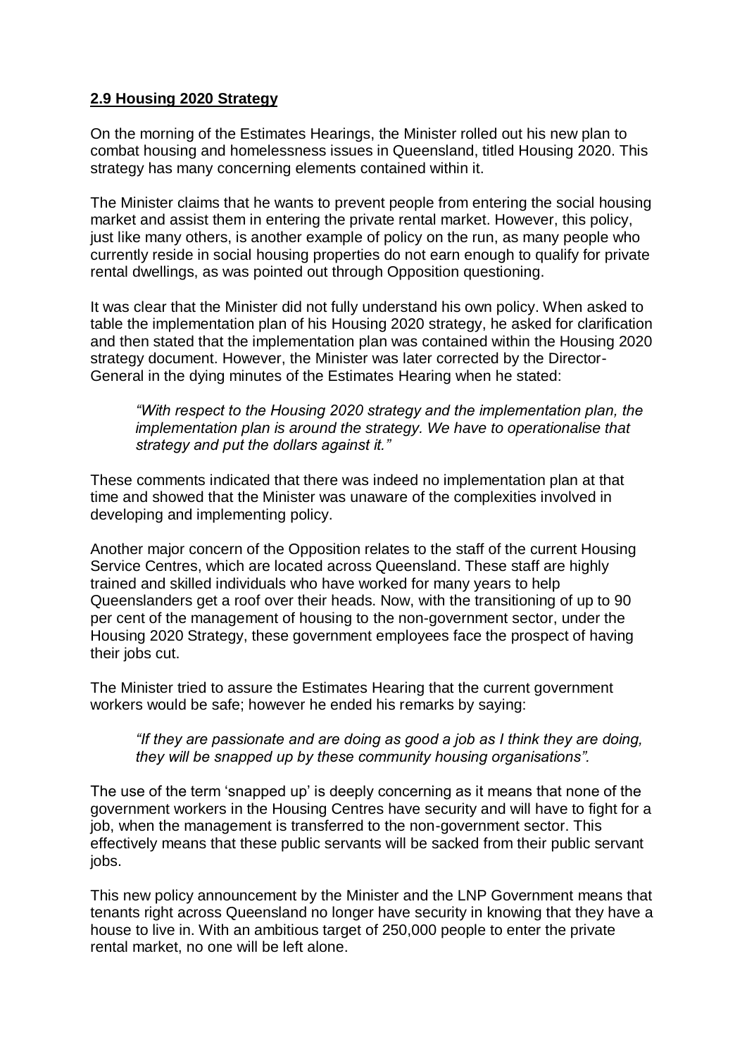## **2.9 Housing 2020 Strategy**

On the morning of the Estimates Hearings, the Minister rolled out his new plan to combat housing and homelessness issues in Queensland, titled Housing 2020. This strategy has many concerning elements contained within it.

The Minister claims that he wants to prevent people from entering the social housing market and assist them in entering the private rental market. However, this policy, just like many others, is another example of policy on the run, as many people who currently reside in social housing properties do not earn enough to qualify for private rental dwellings, as was pointed out through Opposition questioning.

It was clear that the Minister did not fully understand his own policy. When asked to table the implementation plan of his Housing 2020 strategy, he asked for clarification and then stated that the implementation plan was contained within the Housing 2020 strategy document. However, the Minister was later corrected by the Director-General in the dying minutes of the Estimates Hearing when he stated:

> *"With respect to the Housing 2020 strategy and the implementation plan, the implementation plan is around the strategy. We have to operationalise that strategy and put the dollars against it."*

These comments indicated that there was indeed no implementation plan at that time and showed that the Minister was unaware of the complexities involved in developing and implementing policy.

Another major concern of the Opposition relates to the staff of the current Housing Service Centres, which are located across Queensland. These staff are highly trained and skilled individuals who have worked for many years to help Queenslanders get a roof over their heads. Now, with the transitioning of up to 90 per cent of the management of housing to the non-government sector, under the Housing 2020 Strategy, these government employees face the prospect of having their jobs cut.

The Minister tried to assure the Estimates Hearing that the current government workers would be safe; however he ended his remarks by saying:

> *"If they are passionate and are doing as good a job as I think they are doing, they will be snapped up by these community housing organisations".*

The use of the term 'snapped up' is deeply concerning as it means that none of the government workers in the Housing Centres have security and will have to fight for a job, when the management is transferred to the non-government sector. This effectively means that these public servants will be sacked from their public servant jobs.

This new policy announcement by the Minister and the LNP Government means that tenants right across Queensland no longer have security in knowing that they have a house to live in. With an ambitious target of 250,000 people to enter the private rental market, no one will be left alone.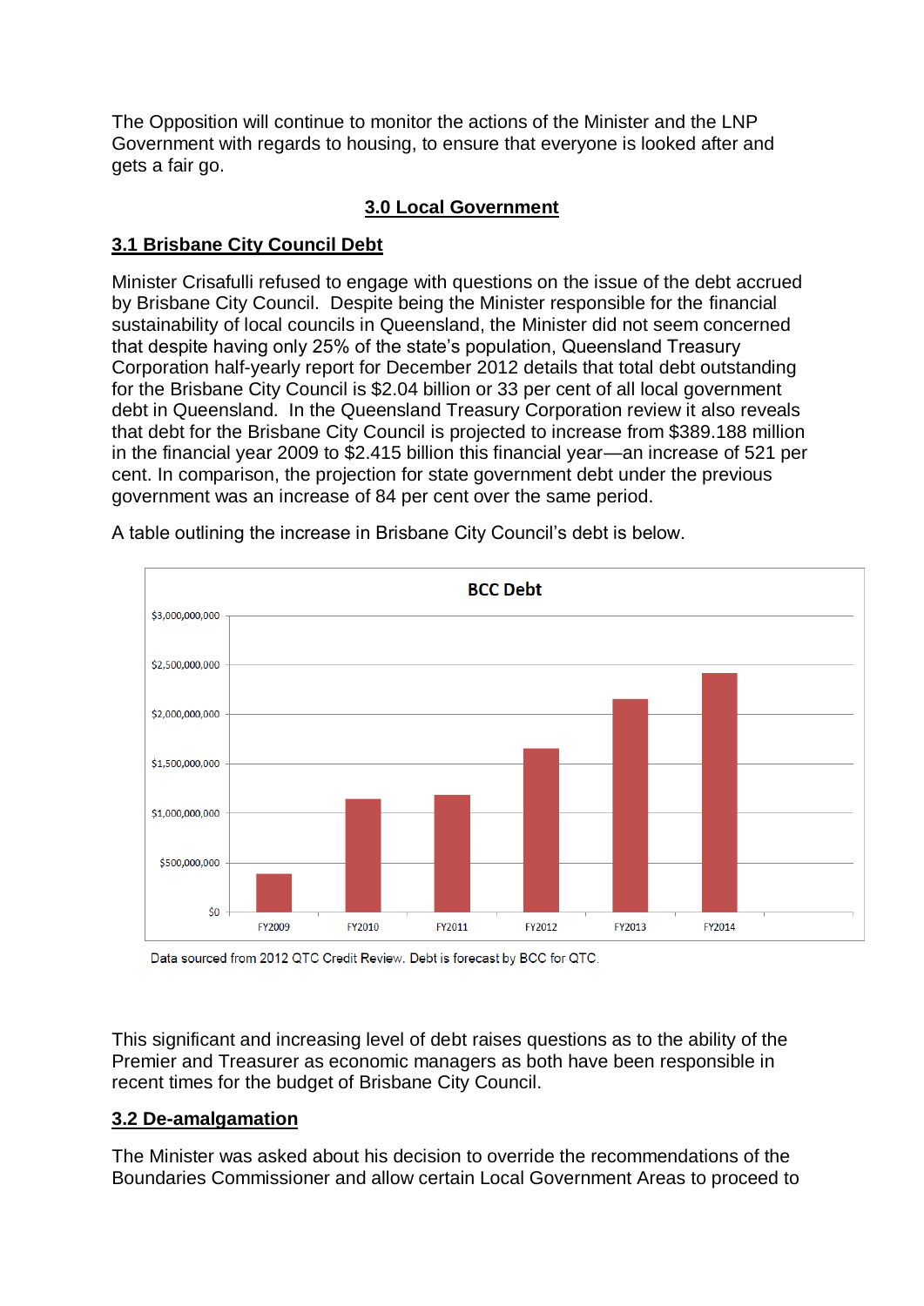The Opposition will continue to monitor the actions of the Minister and the LNP Government with regards to housing, to ensure that everyone is looked after and gets a fair go.

## 3.0 Local Government

### 3.1 Brisbane City Council Debt

Minister Crisafulli refused to engage with questions on the issue of the debt accrued by Brisbane City Council. Despite being the Minister responsible for the financial sustainability of local councils in Queensland, the Minister did not seem concerned that despite having only 25% of the state's population, Queensland Treasury Corporation half-yearly report for December 2012 details that total debt outstanding for the Brisbane City Council is $2.04 billion or 33 per cent of all local government debt in Queensland. In the Queensland Treasury Corporation review it also reveals that debt for the Brisbane City Council is projected to increase from $389.188 million in the financial year 2009 to $2.415 billion this financial year—an increase of 521 per cent. In comparison, the projection for state government debt under the previous government was an increase of 84 per cent over the same period.

A table outlining the increase in Brisbane City Council's debt is below.

**BCC Debt**

[Bar chart: BCC Debt, FY2009–FY2014; y-axis $0 to $3,000,000,000]

Data sourced from 2012 QTC Credit Review. Debt is forecast by BCC for QTC.

This significant and increasing level of debt raises questions as to the ability of the Premier and Treasurer as economic managers as both have been responsible in recent times for the budget of Brisbane City Council.

### 3.2 De-amalgamation

The Minister was asked about his decision to override the recommendations of the Boundaries Commissioner and allow certain Local Government Areas to proceed to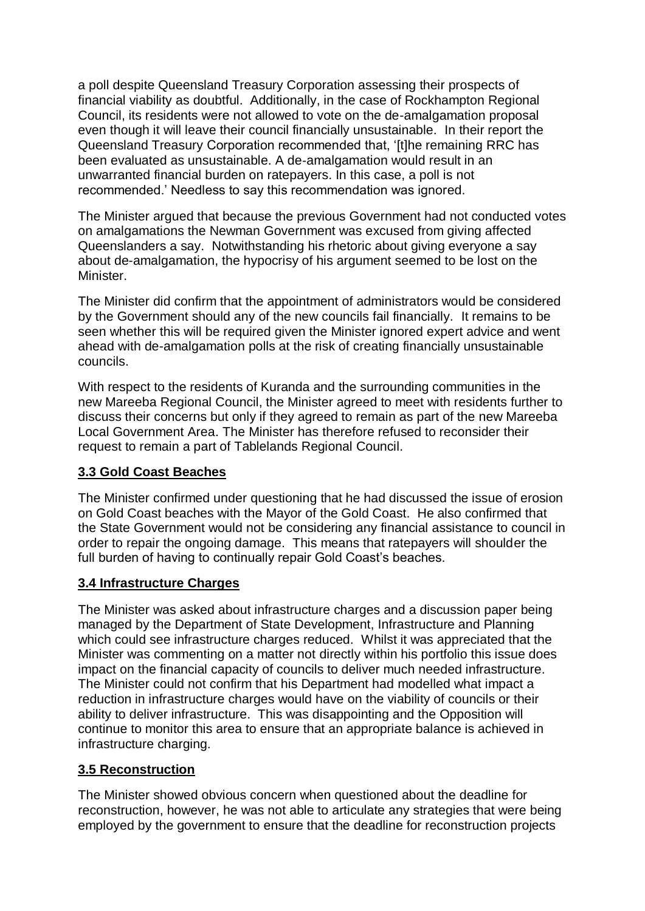a poll despite Queensland Treasury Corporation assessing their prospects of financial viability as doubtful. Additionally, in the case of Rockhampton Regional Council, its residents were not allowed to vote on the de-amalgamation proposal even though it will leave their council financially unsustainable. In their report the Queensland Treasury Corporation recommended that, '[t]he remaining RRC has been evaluated as unsustainable. A de-amalgamation would result in an unwarranted financial burden on ratepayers. In this case, a poll is not recommended.' Needless to say this recommendation was ignored.

The Minister argued that because the previous Government had not conducted votes on amalgamations the Newman Government was excused from giving affected Queenslanders a say. Notwithstanding his rhetoric about giving everyone a say about de-amalgamation, the hypocrisy of his argument seemed to be lost on the Minister.

The Minister did confirm that the appointment of administrators would be considered by the Government should any of the new councils fail financially. It remains to be seen whether this will be required given the Minister ignored expert advice and went ahead with de-amalgamation polls at the risk of creating financially unsustainable councils.

With respect to the residents of Kuranda and the surrounding communities in the new Mareeba Regional Council, the Minister agreed to meet with residents further to discuss their concerns but only if they agreed to remain as part of the new Mareeba Local Government Area. The Minister has therefore refused to reconsider their request to remain a part of Tablelands Regional Council.

### 3.3 Gold Coast Beaches

The Minister confirmed under questioning that he had discussed the issue of erosion on Gold Coast beaches with the Mayor of the Gold Coast. He also confirmed that the State Government would not be considering any financial assistance to council in order to repair the ongoing damage. This means that ratepayers will shoulder the full burden of having to continually repair Gold Coast's beaches.

### 3.4 Infrastructure Charges

The Minister was asked about infrastructure charges and a discussion paper being managed by the Department of State Development, Infrastructure and Planning which could see infrastructure charges reduced. Whilst it was appreciated that the Minister was commenting on a matter not directly within his portfolio this issue does impact on the financial capacity of councils to deliver much needed infrastructure. The Minister could not confirm that his Department had modelled what impact a reduction in infrastructure charges would have on the viability of councils or their ability to deliver infrastructure. This was disappointing and the Opposition will continue to monitor this area to ensure that an appropriate balance is achieved in infrastructure charging.

### 3.5 Reconstruction

The Minister showed obvious concern when questioned about the deadline for reconstruction, however, he was not able to articulate any strategies that were being employed by the government to ensure that the deadline for reconstruction projects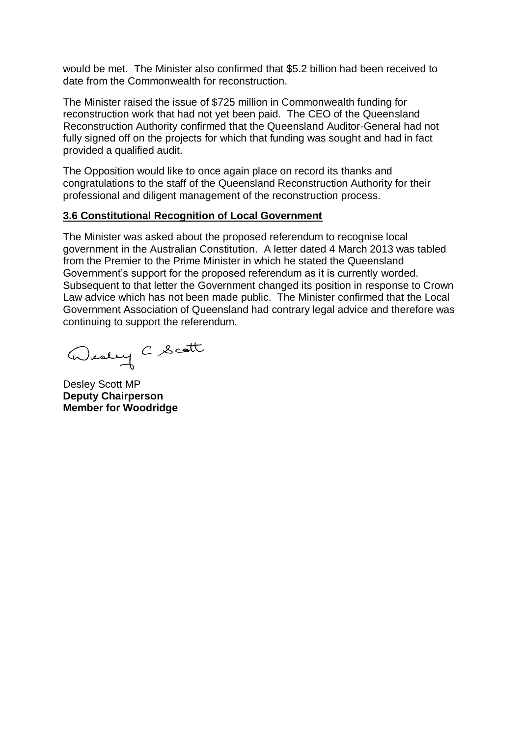would be met. The Minister also confirmed that $5.2 billion had been received to date from the Commonwealth for reconstruction.

The Minister raised the issue of $725 million in Commonwealth funding for reconstruction work that had not yet been paid. The CEO of the Queensland Reconstruction Authority confirmed that the Queensland Auditor-General had not fully signed off on the projects for which that funding was sought and had in fact provided a qualified audit.

The Opposition would like to once again place on record its thanks and congratulations to the staff of the Queensland Reconstruction Authority for their professional and diligent management of the reconstruction process.

### 3.6 Constitutional Recognition of Local Government

The Minister was asked about the proposed referendum to recognise local government in the Australian Constitution. A letter dated 4 March 2013 was tabled from the Premier to the Prime Minister in which he stated the Queensland Government's support for the proposed referendum as it is currently worded. Subsequent to that letter the Government changed its position in response to Crown Law advice which has not been made public. The Minister confirmed that the Local Government Association of Queensland had contrary legal advice and therefore was continuing to support the referendum.

Desley C. Scott

Desley Scott MP
**Deputy Chairperson**
**Member for Woodridge**